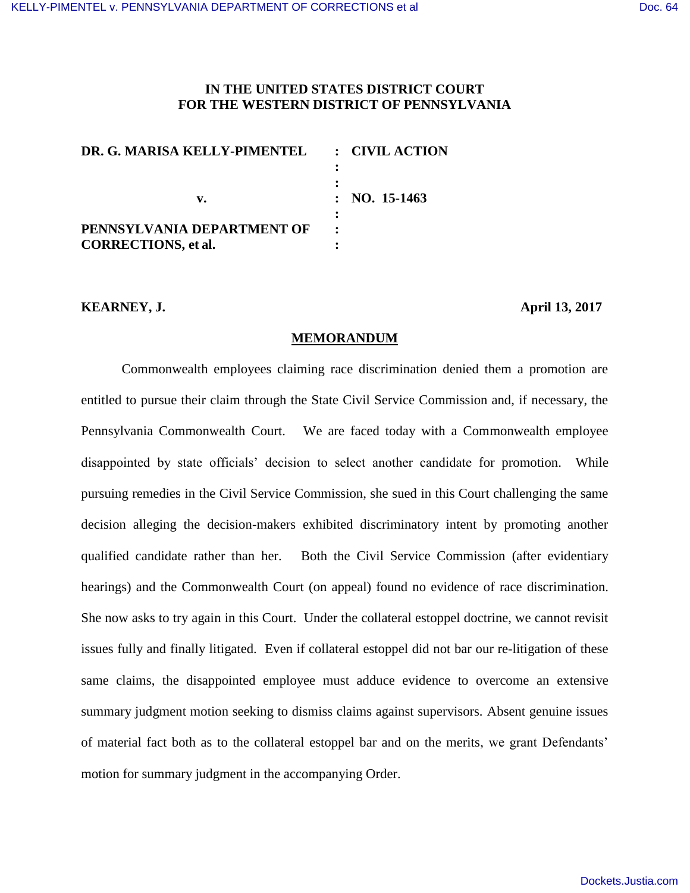**IN THE UNITED STATES DISTRICT COURT**
**FOR THE WESTERN DISTRICT OF PENNSYLVANIA**

| | | |
|---|---|---|
| **DR. G. MARISA KELLY-PIMENTEL** | : | **CIVIL ACTION** |
| | : | |
| | : | |
| **v.** | : | **NO. 15-1463** |
| | : | |
| **PENNSYLVANIA DEPARTMENT OF CORRECTIONS, et al.** | : | |
| | : | |

**KEARNEY, J.** **April 13, 2017**

## MEMORANDUM

Commonwealth employees claiming race discrimination denied them a promotion are entitled to pursue their claim through the State Civil Service Commission and, if necessary, the Pennsylvania Commonwealth Court. We are faced today with a Commonwealth employee disappointed by state officials' decision to select another candidate for promotion. While pursuing remedies in the Civil Service Commission, she sued in this Court challenging the same decision alleging the decision-makers exhibited discriminatory intent by promoting another qualified candidate rather than her. Both the Civil Service Commission (after evidentiary hearings) and the Commonwealth Court (on appeal) found no evidence of race discrimination. She now asks to try again in this Court. Under the collateral estoppel doctrine, we cannot revisit issues fully and finally litigated. Even if collateral estoppel did not bar our re-litigation of these same claims, the disappointed employee must adduce evidence to overcome an extensive summary judgment motion seeking to dismiss claims against supervisors. Absent genuine issues of material fact both as to the collateral estoppel bar and on the merits, we grant Defendants' motion for summary judgment in the accompanying Order.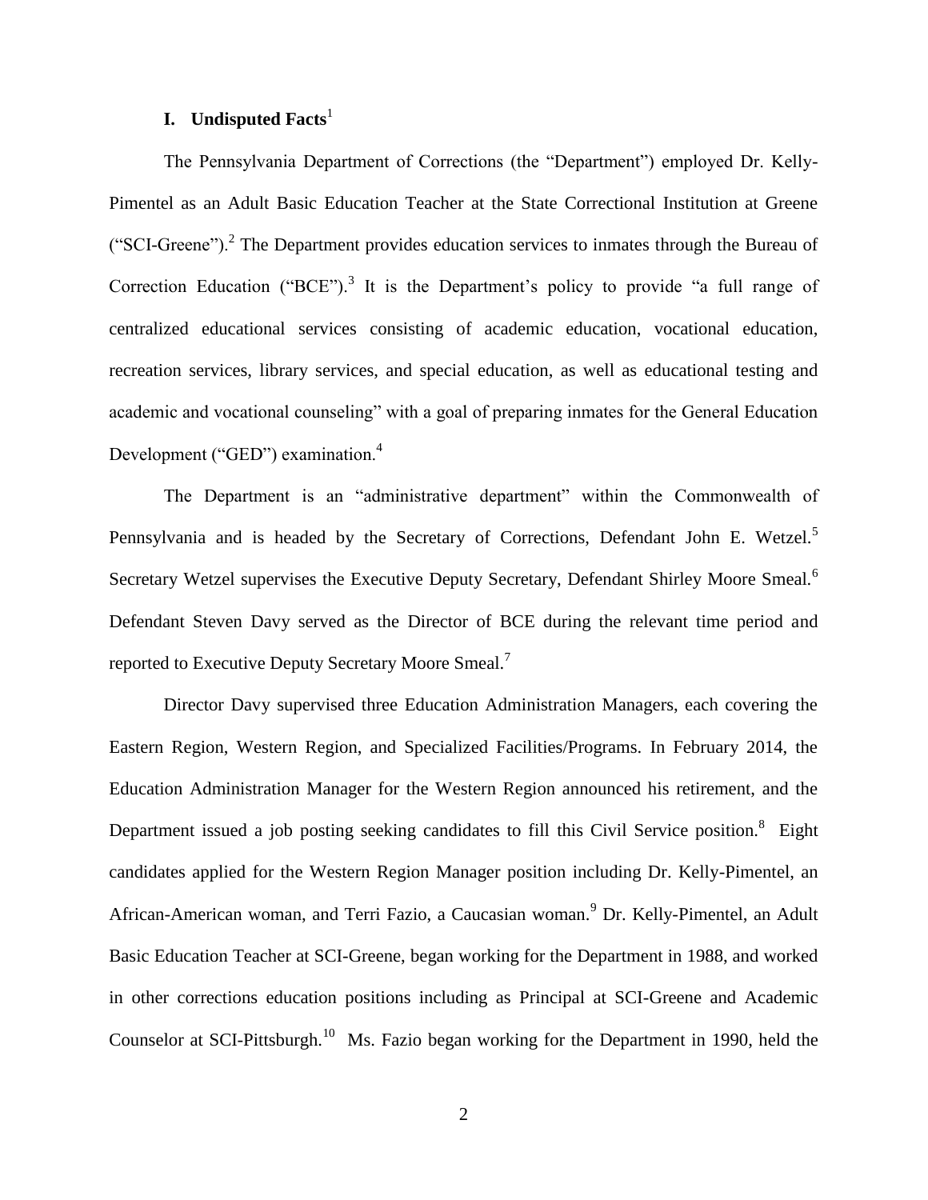## I. Undisputed Facts[1]

The Pennsylvania Department of Corrections (the "Department") employed Dr. Kelly-Pimentel as an Adult Basic Education Teacher at the State Correctional Institution at Greene ("SCI-Greene").[2] The Department provides education services to inmates through the Bureau of Correction Education ("BCE").[3] It is the Department's policy to provide "a full range of centralized educational services consisting of academic education, vocational education, recreation services, library services, and special education, as well as educational testing and academic and vocational counseling" with a goal of preparing inmates for the General Education Development ("GED") examination.[4]

The Department is an "administrative department" within the Commonwealth of Pennsylvania and is headed by the Secretary of Corrections, Defendant John E. Wetzel.[5] Secretary Wetzel supervises the Executive Deputy Secretary, Defendant Shirley Moore Smeal.[6] Defendant Steven Davy served as the Director of BCE during the relevant time period and reported to Executive Deputy Secretary Moore Smeal.[7]

Director Davy supervised three Education Administration Managers, each covering the Eastern Region, Western Region, and Specialized Facilities/Programs. In February 2014, the Education Administration Manager for the Western Region announced his retirement, and the Department issued a job posting seeking candidates to fill this Civil Service position.[8] Eight candidates applied for the Western Region Manager position including Dr. Kelly-Pimentel, an African-American woman, and Terri Fazio, a Caucasian woman.[9] Dr. Kelly-Pimentel, an Adult Basic Education Teacher at SCI-Greene, began working for the Department in 1988, and worked in other corrections education positions including as Principal at SCI-Greene and Academic Counselor at SCI-Pittsburgh.[10] Ms. Fazio began working for the Department in 1990, held the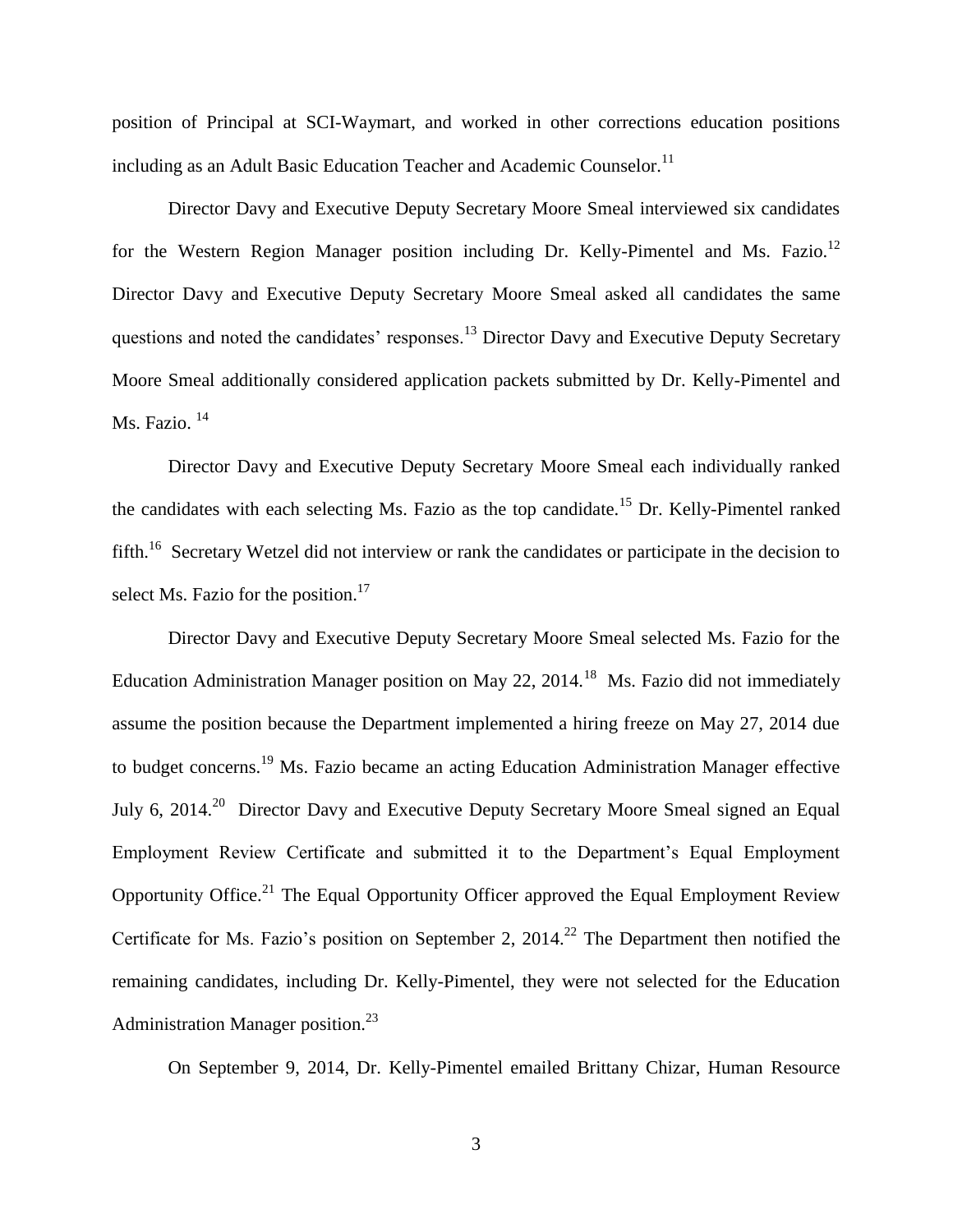position of Principal at SCI-Waymart, and worked in other corrections education positions including as an Adult Basic Education Teacher and Academic Counselor.[11]

Director Davy and Executive Deputy Secretary Moore Smeal interviewed six candidates for the Western Region Manager position including Dr. Kelly-Pimentel and Ms. Fazio.[12] Director Davy and Executive Deputy Secretary Moore Smeal asked all candidates the same questions and noted the candidates' responses.[13] Director Davy and Executive Deputy Secretary Moore Smeal additionally considered application packets submitted by Dr. Kelly-Pimentel and Ms. Fazio. [14]

Director Davy and Executive Deputy Secretary Moore Smeal each individually ranked the candidates with each selecting Ms. Fazio as the top candidate.[15] Dr. Kelly-Pimentel ranked fifth.[16] Secretary Wetzel did not interview or rank the candidates or participate in the decision to select Ms. Fazio for the position.[17]

Director Davy and Executive Deputy Secretary Moore Smeal selected Ms. Fazio for the Education Administration Manager position on May 22, 2014.[18] Ms. Fazio did not immediately assume the position because the Department implemented a hiring freeze on May 27, 2014 due to budget concerns.[19] Ms. Fazio became an acting Education Administration Manager effective July 6, 2014.[20] Director Davy and Executive Deputy Secretary Moore Smeal signed an Equal Employment Review Certificate and submitted it to the Department's Equal Employment Opportunity Office.[21] The Equal Opportunity Officer approved the Equal Employment Review Certificate for Ms. Fazio's position on September 2, 2014.[22] The Department then notified the remaining candidates, including Dr. Kelly-Pimentel, they were not selected for the Education Administration Manager position.[23]

On September 9, 2014, Dr. Kelly-Pimentel emailed Brittany Chizar, Human Resource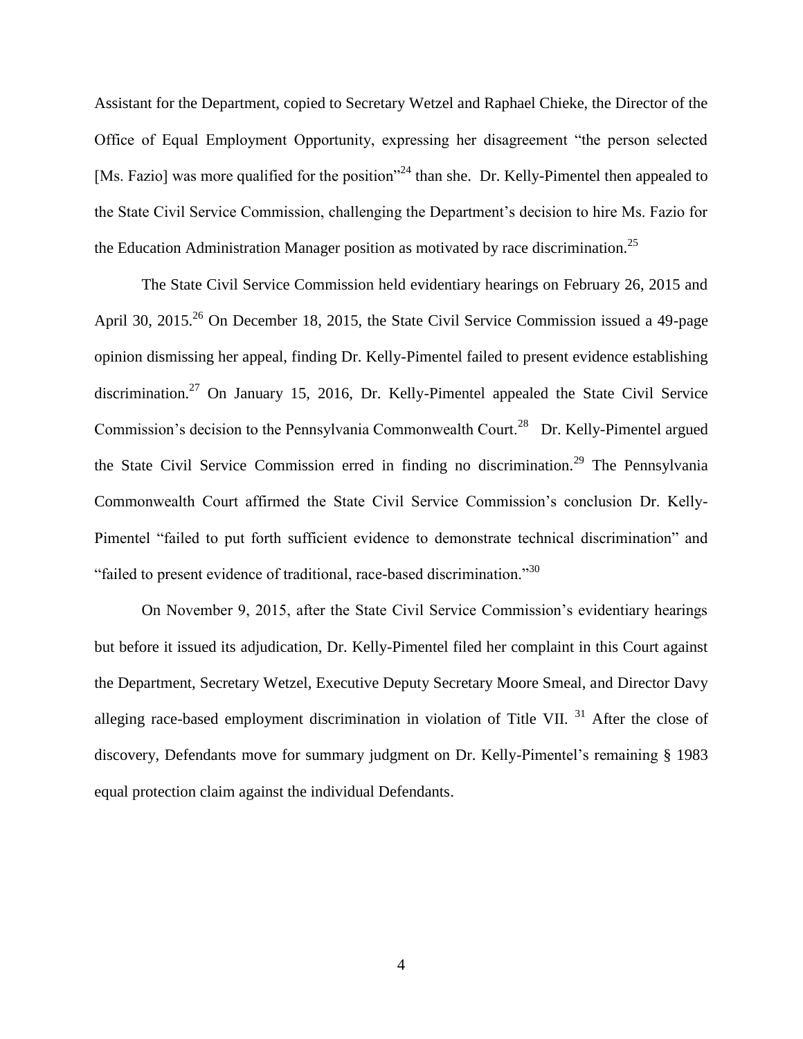Assistant for the Department, copied to Secretary Wetzel and Raphael Chieke, the Director of the Office of Equal Employment Opportunity, expressing her disagreement "the person selected [Ms. Fazio] was more qualified for the position"[24] than she. Dr. Kelly-Pimentel then appealed to the State Civil Service Commission, challenging the Department's decision to hire Ms. Fazio for the Education Administration Manager position as motivated by race discrimination.[25]

The State Civil Service Commission held evidentiary hearings on February 26, 2015 and April 30, 2015.[26] On December 18, 2015, the State Civil Service Commission issued a 49-page opinion dismissing her appeal, finding Dr. Kelly-Pimentel failed to present evidence establishing discrimination.[27] On January 15, 2016, Dr. Kelly-Pimentel appealed the State Civil Service Commission's decision to the Pennsylvania Commonwealth Court.[28] Dr. Kelly-Pimentel argued the State Civil Service Commission erred in finding no discrimination.[29] The Pennsylvania Commonwealth Court affirmed the State Civil Service Commission's conclusion Dr. Kelly-Pimentel "failed to put forth sufficient evidence to demonstrate technical discrimination" and "failed to present evidence of traditional, race-based discrimination."[30]

On November 9, 2015, after the State Civil Service Commission's evidentiary hearings but before it issued its adjudication, Dr. Kelly-Pimentel filed her complaint in this Court against the Department, Secretary Wetzel, Executive Deputy Secretary Moore Smeal, and Director Davy alleging race-based employment discrimination in violation of Title VII.[31] After the close of discovery, Defendants move for summary judgment on Dr. Kelly-Pimentel's remaining § 1983 equal protection claim against the individual Defendants.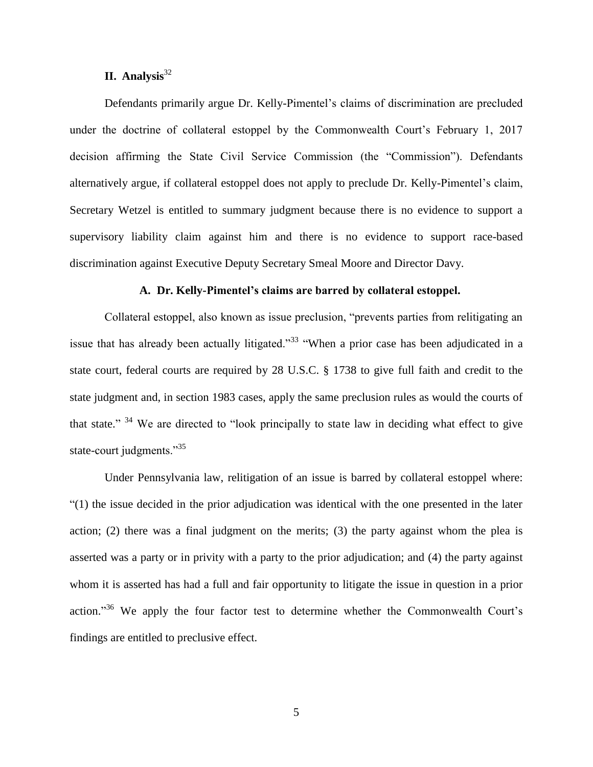## II. Analysis[32]

Defendants primarily argue Dr. Kelly-Pimentel's claims of discrimination are precluded under the doctrine of collateral estoppel by the Commonwealth Court's February 1, 2017 decision affirming the State Civil Service Commission (the "Commission"). Defendants alternatively argue, if collateral estoppel does not apply to preclude Dr. Kelly-Pimentel's claim, Secretary Wetzel is entitled to summary judgment because there is no evidence to support a supervisory liability claim against him and there is no evidence to support race-based discrimination against Executive Deputy Secretary Smeal Moore and Director Davy.

### A. Dr. Kelly-Pimentel's claims are barred by collateral estoppel.

Collateral estoppel, also known as issue preclusion, "prevents parties from relitigating an issue that has already been actually litigated."[33] "When a prior case has been adjudicated in a state court, federal courts are required by 28 U.S.C. § 1738 to give full faith and credit to the state judgment and, in section 1983 cases, apply the same preclusion rules as would the courts of that state." [34] We are directed to "look principally to state law in deciding what effect to give state-court judgments."[35]

Under Pennsylvania law, relitigation of an issue is barred by collateral estoppel where: "(1) the issue decided in the prior adjudication was identical with the one presented in the later action; (2) there was a final judgment on the merits; (3) the party against whom the plea is asserted was a party or in privity with a party to the prior adjudication; and (4) the party against whom it is asserted has had a full and fair opportunity to litigate the issue in question in a prior action."[36] We apply the four factor test to determine whether the Commonwealth Court's findings are entitled to preclusive effect.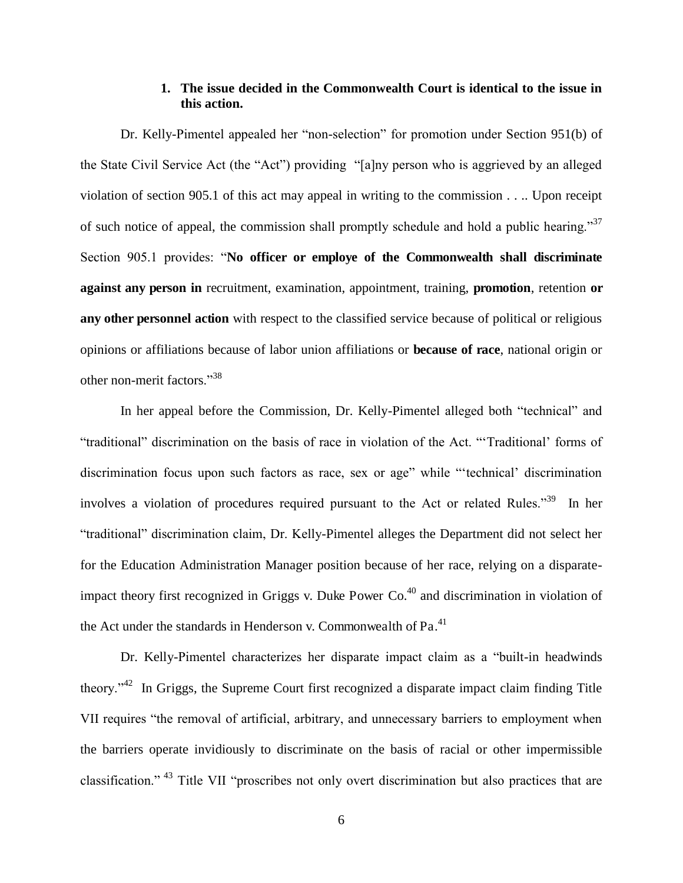### 1. The issue decided in the Commonwealth Court is identical to the issue in this action.

Dr. Kelly-Pimentel appealed her "non-selection" for promotion under Section 951(b) of the State Civil Service Act (the "Act") providing "[a]ny person who is aggrieved by an alleged violation of section 905.1 of this act may appeal in writing to the commission . . .. Upon receipt of such notice of appeal, the commission shall promptly schedule and hold a public hearing."[37] Section 905.1 provides: "**No officer or employe of the Commonwealth shall discriminate against any person in** recruitment, examination, appointment, training, **promotion**, retention **or any other personnel action** with respect to the classified service because of political or religious opinions or affiliations because of labor union affiliations or **because of race**, national origin or other non-merit factors."[38]

In her appeal before the Commission, Dr. Kelly-Pimentel alleged both "technical" and "traditional" discrimination on the basis of race in violation of the Act. "'Traditional' forms of discrimination focus upon such factors as race, sex or age" while "'technical' discrimination involves a violation of procedures required pursuant to the Act or related Rules."[39] In her "traditional" discrimination claim, Dr. Kelly-Pimentel alleges the Department did not select her for the Education Administration Manager position because of her race, relying on a disparate-impact theory first recognized in Griggs v. Duke Power Co.[40] and discrimination in violation of the Act under the standards in Henderson v. Commonwealth of Pa.[41]

Dr. Kelly-Pimentel characterizes her disparate impact claim as a "built-in headwinds theory."[42] In Griggs, the Supreme Court first recognized a disparate impact claim finding Title VII requires "the removal of artificial, arbitrary, and unnecessary barriers to employment when the barriers operate invidiously to discriminate on the basis of racial or other impermissible classification."[43] Title VII "proscribes not only overt discrimination but also practices that are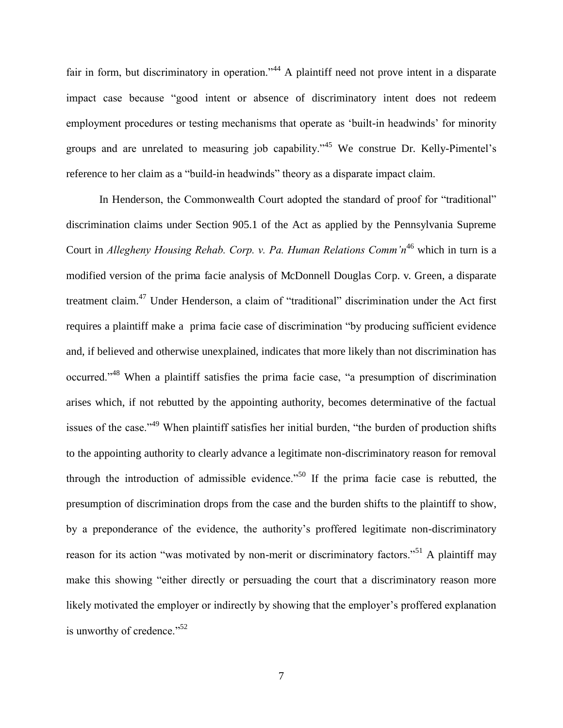fair in form, but discriminatory in operation."[44] A plaintiff need not prove intent in a disparate impact case because "good intent or absence of discriminatory intent does not redeem employment procedures or testing mechanisms that operate as 'built-in headwinds' for minority groups and are unrelated to measuring job capability."[45] We construe Dr. Kelly-Pimentel's reference to her claim as a "build-in headwinds" theory as a disparate impact claim.

In Henderson, the Commonwealth Court adopted the standard of proof for "traditional" discrimination claims under Section 905.1 of the Act as applied by the Pennsylvania Supreme Court in *Allegheny Housing Rehab. Corp. v. Pa. Human Relations Comm'n*[46] which in turn is a modified version of the prima facie analysis of McDonnell Douglas Corp. v. Green, a disparate treatment claim.[47] Under Henderson, a claim of "traditional" discrimination under the Act first requires a plaintiff make a prima facie case of discrimination "by producing sufficient evidence and, if believed and otherwise unexplained, indicates that more likely than not discrimination has occurred."[48] When a plaintiff satisfies the prima facie case, "a presumption of discrimination arises which, if not rebutted by the appointing authority, becomes determinative of the factual issues of the case."[49] When plaintiff satisfies her initial burden, "the burden of production shifts to the appointing authority to clearly advance a legitimate non-discriminatory reason for removal through the introduction of admissible evidence."[50] If the prima facie case is rebutted, the presumption of discrimination drops from the case and the burden shifts to the plaintiff to show, by a preponderance of the evidence, the authority's proffered legitimate non-discriminatory reason for its action "was motivated by non-merit or discriminatory factors."[51] A plaintiff may make this showing "either directly or persuading the court that a discriminatory reason more likely motivated the employer or indirectly by showing that the employer's proffered explanation is unworthy of credence."[52]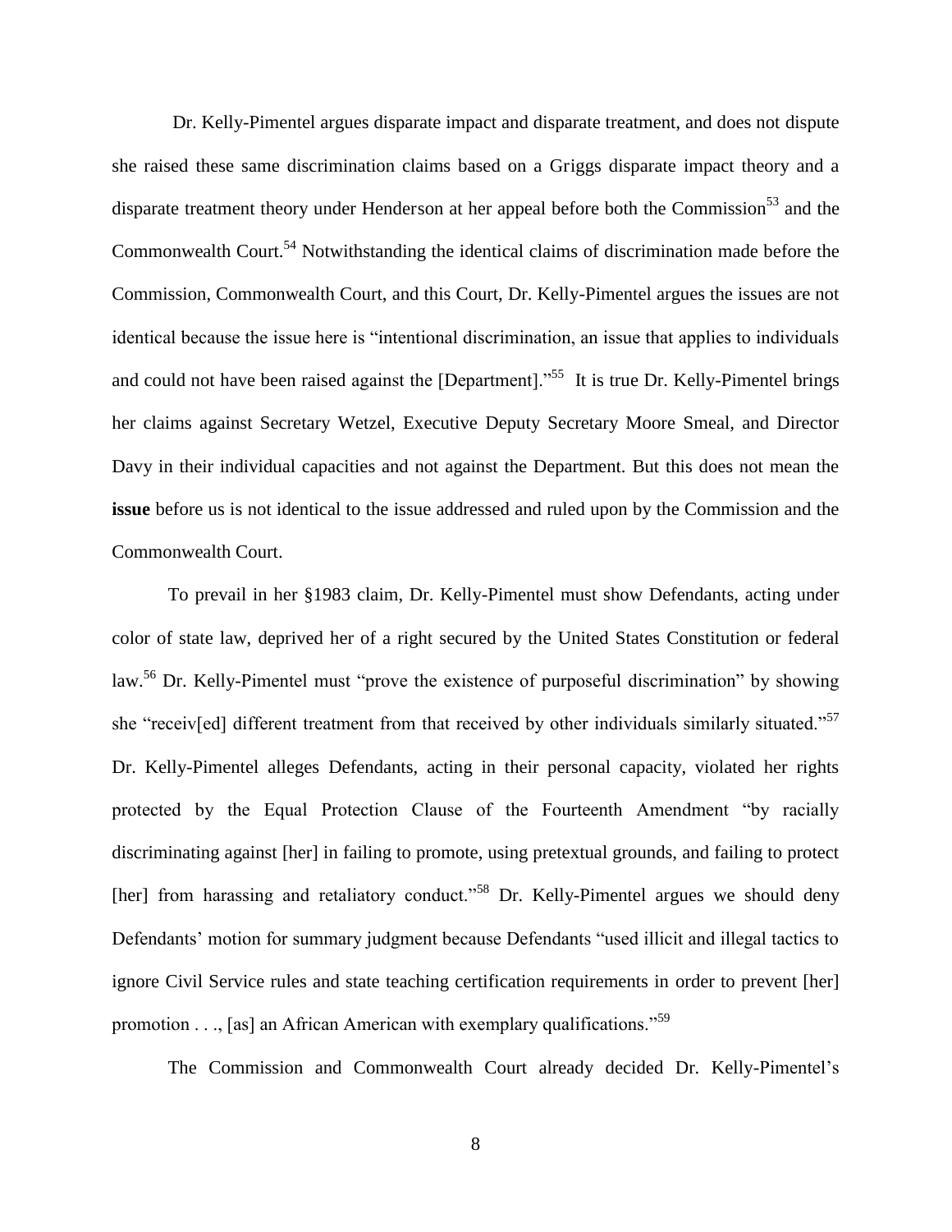Dr. Kelly-Pimentel argues disparate impact and disparate treatment, and does not dispute she raised these same discrimination claims based on a Griggs disparate impact theory and a disparate treatment theory under Henderson at her appeal before both the Commission[53] and the Commonwealth Court.[54] Notwithstanding the identical claims of discrimination made before the Commission, Commonwealth Court, and this Court, Dr. Kelly-Pimentel argues the issues are not identical because the issue here is "intentional discrimination, an issue that applies to individuals and could not have been raised against the [Department]."[55] It is true Dr. Kelly-Pimentel brings her claims against Secretary Wetzel, Executive Deputy Secretary Moore Smeal, and Director Davy in their individual capacities and not against the Department. But this does not mean the **issue** before us is not identical to the issue addressed and ruled upon by the Commission and the Commonwealth Court.

To prevail in her §1983 claim, Dr. Kelly-Pimentel must show Defendants, acting under color of state law, deprived her of a right secured by the United States Constitution or federal law.[56] Dr. Kelly-Pimentel must "prove the existence of purposeful discrimination" by showing she "receiv[ed] different treatment from that received by other individuals similarly situated."[57] Dr. Kelly-Pimentel alleges Defendants, acting in their personal capacity, violated her rights protected by the Equal Protection Clause of the Fourteenth Amendment "by racially discriminating against [her] in failing to promote, using pretextual grounds, and failing to protect [her] from harassing and retaliatory conduct."[58] Dr. Kelly-Pimentel argues we should deny Defendants' motion for summary judgment because Defendants "used illicit and illegal tactics to ignore Civil Service rules and state teaching certification requirements in order to prevent [her] promotion . . ., [as] an African American with exemplary qualifications."[59]

The Commission and Commonwealth Court already decided Dr. Kelly-Pimentel's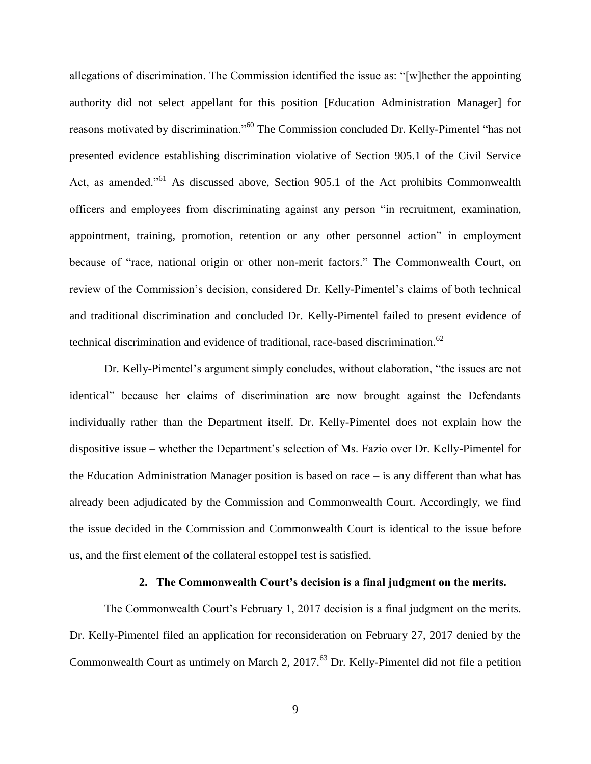allegations of discrimination. The Commission identified the issue as: "[w]hether the appointing authority did not select appellant for this position [Education Administration Manager] for reasons motivated by discrimination."[60] The Commission concluded Dr. Kelly-Pimentel "has not presented evidence establishing discrimination violative of Section 905.1 of the Civil Service Act, as amended."[61] As discussed above, Section 905.1 of the Act prohibits Commonwealth officers and employees from discriminating against any person "in recruitment, examination, appointment, training, promotion, retention or any other personnel action" in employment because of "race, national origin or other non-merit factors." The Commonwealth Court, on review of the Commission's decision, considered Dr. Kelly-Pimentel's claims of both technical and traditional discrimination and concluded Dr. Kelly-Pimentel failed to present evidence of technical discrimination and evidence of traditional, race-based discrimination.[62]

Dr. Kelly-Pimentel's argument simply concludes, without elaboration, "the issues are not identical" because her claims of discrimination are now brought against the Defendants individually rather than the Department itself. Dr. Kelly-Pimentel does not explain how the dispositive issue – whether the Department's selection of Ms. Fazio over Dr. Kelly-Pimentel for the Education Administration Manager position is based on race – is any different than what has already been adjudicated by the Commission and Commonwealth Court. Accordingly, we find the issue decided in the Commission and Commonwealth Court is identical to the issue before us, and the first element of the collateral estoppel test is satisfied.

### 2. The Commonwealth Court's decision is a final judgment on the merits.

The Commonwealth Court's February 1, 2017 decision is a final judgment on the merits. Dr. Kelly-Pimentel filed an application for reconsideration on February 27, 2017 denied by the Commonwealth Court as untimely on March 2, 2017.[63] Dr. Kelly-Pimentel did not file a petition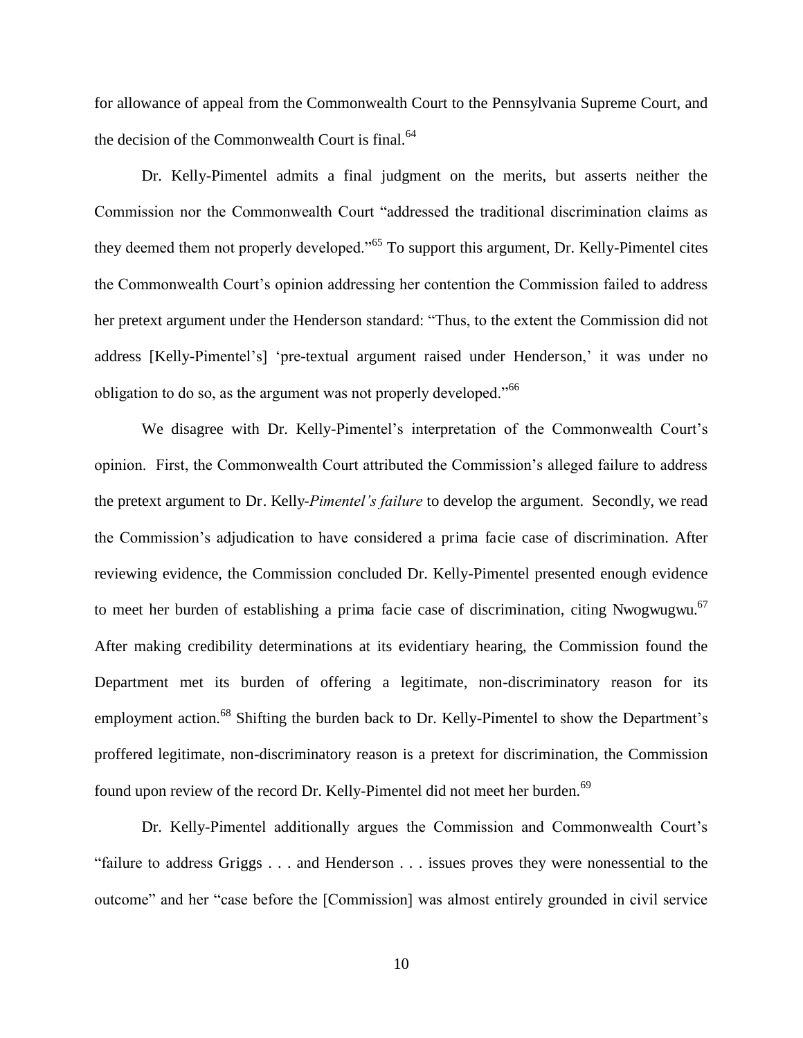for allowance of appeal from the Commonwealth Court to the Pennsylvania Supreme Court, and the decision of the Commonwealth Court is final.[64]

Dr. Kelly-Pimentel admits a final judgment on the merits, but asserts neither the Commission nor the Commonwealth Court "addressed the traditional discrimination claims as they deemed them not properly developed."[65] To support this argument, Dr. Kelly-Pimentel cites the Commonwealth Court's opinion addressing her contention the Commission failed to address her pretext argument under the Henderson standard: "Thus, to the extent the Commission did not address [Kelly-Pimentel's] 'pre-textual argument raised under Henderson,' it was under no obligation to do so, as the argument was not properly developed."[66]

We disagree with Dr. Kelly-Pimentel's interpretation of the Commonwealth Court's opinion. First, the Commonwealth Court attributed the Commission's alleged failure to address the pretext argument to Dr. Kelly-*Pimentel's failure* to develop the argument. Secondly, we read the Commission's adjudication to have considered a prima facie case of discrimination. After reviewing evidence, the Commission concluded Dr. Kelly-Pimentel presented enough evidence to meet her burden of establishing a prima facie case of discrimination, citing Nwogwugwu.[67] After making credibility determinations at its evidentiary hearing, the Commission found the Department met its burden of offering a legitimate, non-discriminatory reason for its employment action.[68] Shifting the burden back to Dr. Kelly-Pimentel to show the Department's proffered legitimate, non-discriminatory reason is a pretext for discrimination, the Commission found upon review of the record Dr. Kelly-Pimentel did not meet her burden.[69]

Dr. Kelly-Pimentel additionally argues the Commission and Commonwealth Court's "failure to address Griggs . . . and Henderson . . . issues proves they were nonessential to the outcome" and her "case before the [Commission] was almost entirely grounded in civil service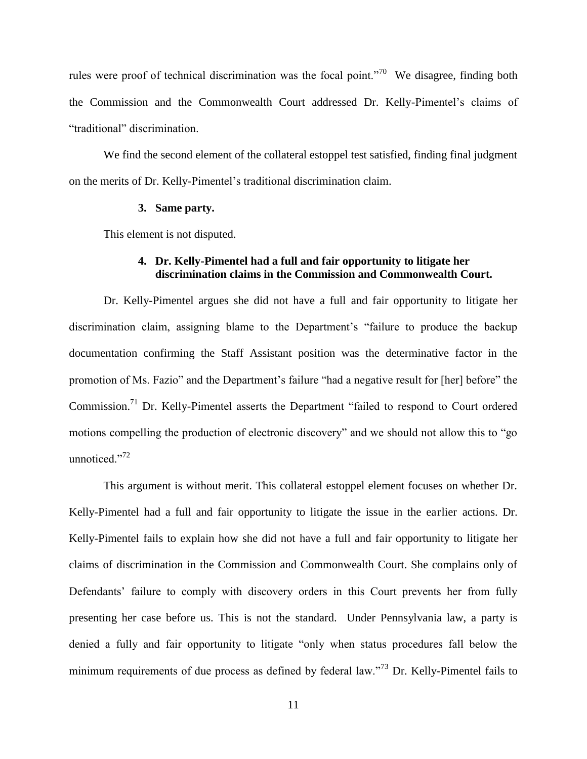rules were proof of technical discrimination was the focal point."[70] We disagree, finding both the Commission and the Commonwealth Court addressed Dr. Kelly-Pimentel's claims of "traditional" discrimination.

We find the second element of the collateral estoppel test satisfied, finding final judgment on the merits of Dr. Kelly-Pimentel's traditional discrimination claim.

### 3. Same party.

This element is not disputed.

### 4. Dr. Kelly-Pimentel had a full and fair opportunity to litigate her discrimination claims in the Commission and Commonwealth Court.

Dr. Kelly-Pimentel argues she did not have a full and fair opportunity to litigate her discrimination claim, assigning blame to the Department's "failure to produce the backup documentation confirming the Staff Assistant position was the determinative factor in the promotion of Ms. Fazio" and the Department's failure "had a negative result for [her] before" the Commission.[71] Dr. Kelly-Pimentel asserts the Department "failed to respond to Court ordered motions compelling the production of electronic discovery" and we should not allow this to "go unnoticed."[72]

This argument is without merit. This collateral estoppel element focuses on whether Dr. Kelly-Pimentel had a full and fair opportunity to litigate the issue in the earlier actions. Dr. Kelly-Pimentel fails to explain how she did not have a full and fair opportunity to litigate her claims of discrimination in the Commission and Commonwealth Court. She complains only of Defendants' failure to comply with discovery orders in this Court prevents her from fully presenting her case before us. This is not the standard. Under Pennsylvania law, a party is denied a fully and fair opportunity to litigate "only when status procedures fall below the minimum requirements of due process as defined by federal law."[73] Dr. Kelly-Pimentel fails to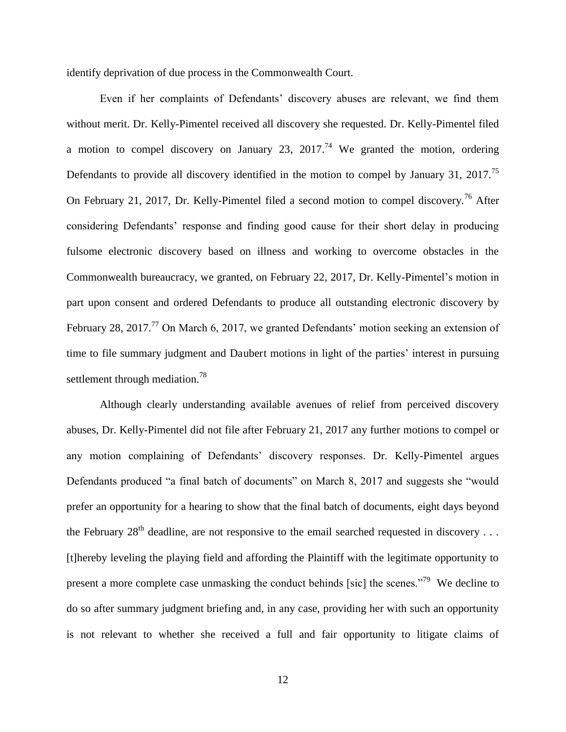identify deprivation of due process in the Commonwealth Court.

Even if her complaints of Defendants' discovery abuses are relevant, we find them without merit. Dr. Kelly-Pimentel received all discovery she requested. Dr. Kelly-Pimentel filed a motion to compel discovery on January 23, 2017.[74] We granted the motion, ordering Defendants to provide all discovery identified in the motion to compel by January 31, 2017.[75] On February 21, 2017, Dr. Kelly-Pimentel filed a second motion to compel discovery.[76] After considering Defendants' response and finding good cause for their short delay in producing fulsome electronic discovery based on illness and working to overcome obstacles in the Commonwealth bureaucracy, we granted, on February 22, 2017, Dr. Kelly-Pimentel's motion in part upon consent and ordered Defendants to produce all outstanding electronic discovery by February 28, 2017.[77] On March 6, 2017, we granted Defendants' motion seeking an extension of time to file summary judgment and Daubert motions in light of the parties' interest in pursuing settlement through mediation.[78]

Although clearly understanding available avenues of relief from perceived discovery abuses, Dr. Kelly-Pimentel did not file after February 21, 2017 any further motions to compel or any motion complaining of Defendants' discovery responses. Dr. Kelly-Pimentel argues Defendants produced "a final batch of documents" on March 8, 2017 and suggests she "would prefer an opportunity for a hearing to show that the final batch of documents, eight days beyond the February 28th deadline, are not responsive to the email searched requested in discovery . . . [t]hereby leveling the playing field and affording the Plaintiff with the legitimate opportunity to present a more complete case unmasking the conduct behinds [sic] the scenes."[79] We decline to do so after summary judgment briefing and, in any case, providing her with such an opportunity is not relevant to whether she received a full and fair opportunity to litigate claims of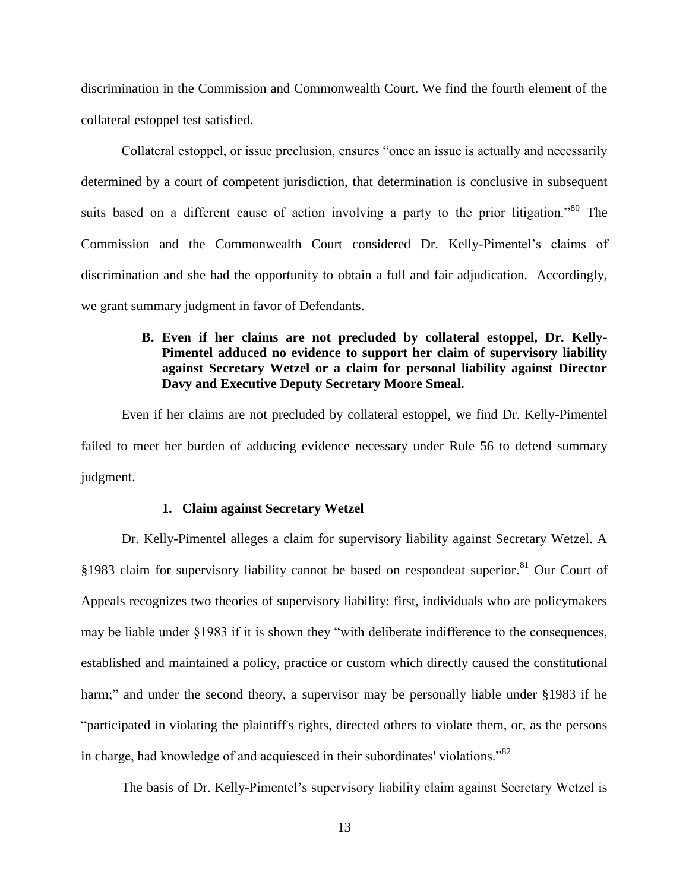discrimination in the Commission and Commonwealth Court. We find the fourth element of the collateral estoppel test satisfied.

Collateral estoppel, or issue preclusion, ensures "once an issue is actually and necessarily determined by a court of competent jurisdiction, that determination is conclusive in subsequent suits based on a different cause of action involving a party to the prior litigation."[80] The Commission and the Commonwealth Court considered Dr. Kelly-Pimentel's claims of discrimination and she had the opportunity to obtain a full and fair adjudication. Accordingly, we grant summary judgment in favor of Defendants.

### B. Even if her claims are not precluded by collateral estoppel, Dr. Kelly-Pimentel adduced no evidence to support her claim of supervisory liability against Secretary Wetzel or a claim for personal liability against Director Davy and Executive Deputy Secretary Moore Smeal.

Even if her claims are not precluded by collateral estoppel, we find Dr. Kelly-Pimentel failed to meet her burden of adducing evidence necessary under Rule 56 to defend summary judgment.

#### 1. Claim against Secretary Wetzel

Dr. Kelly-Pimentel alleges a claim for supervisory liability against Secretary Wetzel. A §1983 claim for supervisory liability cannot be based on respondeat superior.[81] Our Court of Appeals recognizes two theories of supervisory liability: first, individuals who are policymakers may be liable under §1983 if it is shown they "with deliberate indifference to the consequences, established and maintained a policy, practice or custom which directly caused the constitutional harm;" and under the second theory, a supervisor may be personally liable under §1983 if he "participated in violating the plaintiff's rights, directed others to violate them, or, as the persons in charge, had knowledge of and acquiesced in their subordinates' violations."[82]

The basis of Dr. Kelly-Pimentel's supervisory liability claim against Secretary Wetzel is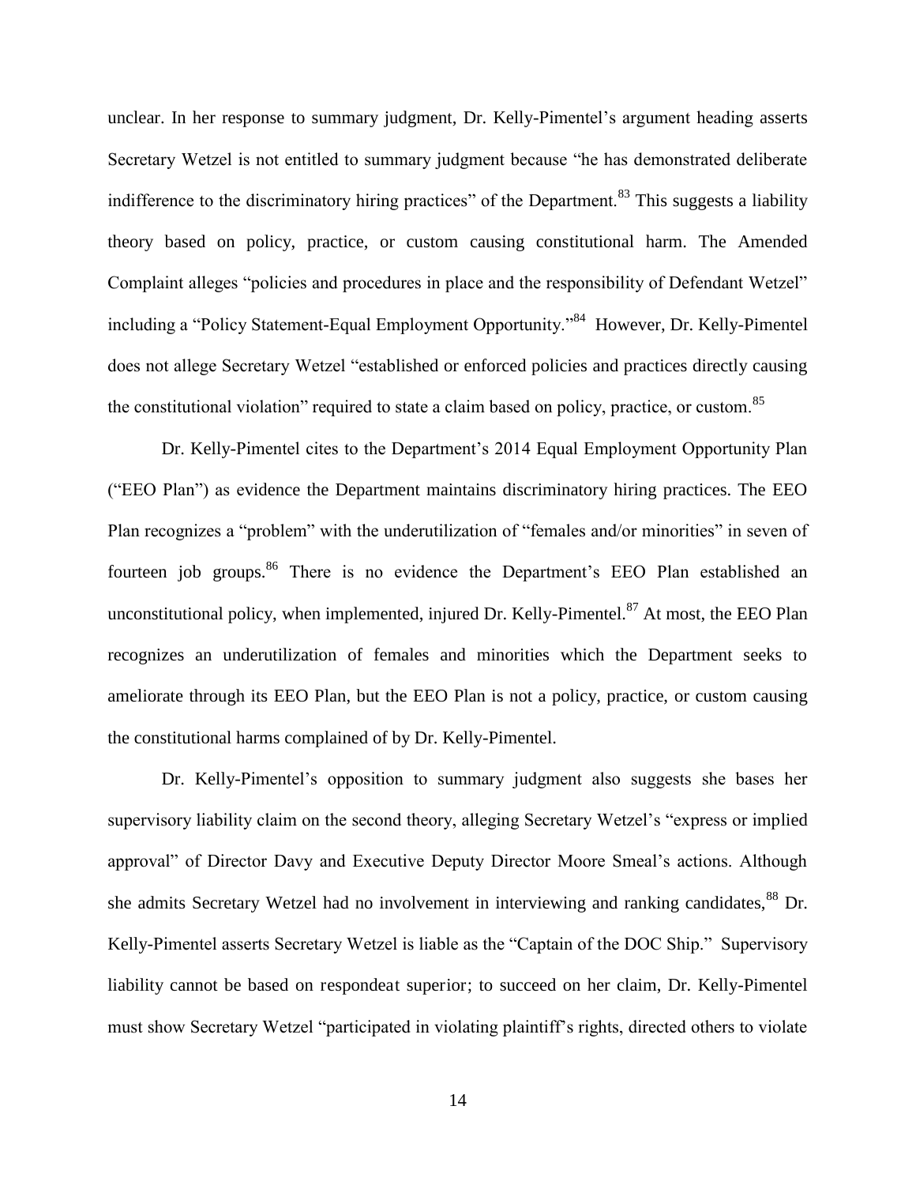unclear. In her response to summary judgment, Dr. Kelly-Pimentel's argument heading asserts Secretary Wetzel is not entitled to summary judgment because "he has demonstrated deliberate indifference to the discriminatory hiring practices" of the Department.[83] This suggests a liability theory based on policy, practice, or custom causing constitutional harm. The Amended Complaint alleges "policies and procedures in place and the responsibility of Defendant Wetzel" including a "Policy Statement-Equal Employment Opportunity."[84] However, Dr. Kelly-Pimentel does not allege Secretary Wetzel "established or enforced policies and practices directly causing the constitutional violation" required to state a claim based on policy, practice, or custom.[85]

Dr. Kelly-Pimentel cites to the Department's 2014 Equal Employment Opportunity Plan ("EEO Plan") as evidence the Department maintains discriminatory hiring practices. The EEO Plan recognizes a "problem" with the underutilization of "females and/or minorities" in seven of fourteen job groups.[86] There is no evidence the Department's EEO Plan established an unconstitutional policy, when implemented, injured Dr. Kelly-Pimentel.[87] At most, the EEO Plan recognizes an underutilization of females and minorities which the Department seeks to ameliorate through its EEO Plan, but the EEO Plan is not a policy, practice, or custom causing the constitutional harms complained of by Dr. Kelly-Pimentel.

Dr. Kelly-Pimentel's opposition to summary judgment also suggests she bases her supervisory liability claim on the second theory, alleging Secretary Wetzel's "express or implied approval" of Director Davy and Executive Deputy Director Moore Smeal's actions. Although she admits Secretary Wetzel had no involvement in interviewing and ranking candidates,[88] Dr. Kelly-Pimentel asserts Secretary Wetzel is liable as the "Captain of the DOC Ship." Supervisory liability cannot be based on respondeat superior; to succeed on her claim, Dr. Kelly-Pimentel must show Secretary Wetzel "participated in violating plaintiff's rights, directed others to violate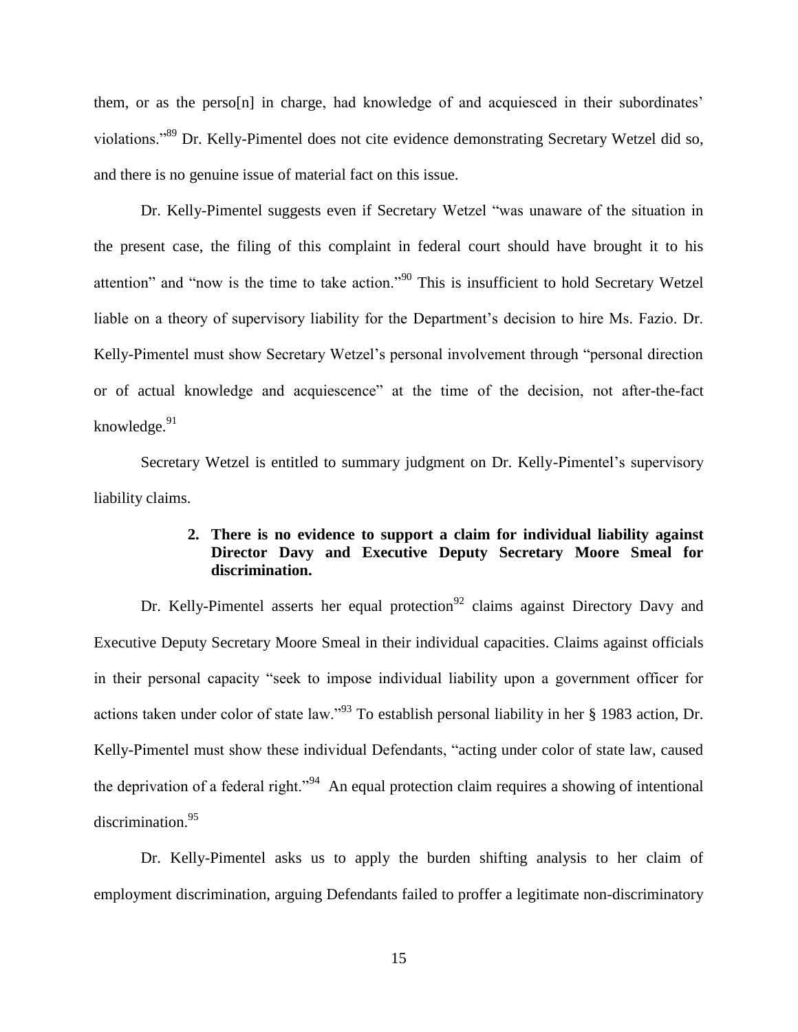them, or as the perso[n] in charge, had knowledge of and acquiesced in their subordinates' violations."[89] Dr. Kelly-Pimentel does not cite evidence demonstrating Secretary Wetzel did so, and there is no genuine issue of material fact on this issue.

Dr. Kelly-Pimentel suggests even if Secretary Wetzel "was unaware of the situation in the present case, the filing of this complaint in federal court should have brought it to his attention" and "now is the time to take action."[90] This is insufficient to hold Secretary Wetzel liable on a theory of supervisory liability for the Department's decision to hire Ms. Fazio. Dr. Kelly-Pimentel must show Secretary Wetzel's personal involvement through "personal direction or of actual knowledge and acquiescence" at the time of the decision, not after-the-fact knowledge.[91]

Secretary Wetzel is entitled to summary judgment on Dr. Kelly-Pimentel's supervisory liability claims.

**2. There is no evidence to support a claim for individual liability against Director Davy and Executive Deputy Secretary Moore Smeal for discrimination.**

Dr. Kelly-Pimentel asserts her equal protection[92] claims against Directory Davy and Executive Deputy Secretary Moore Smeal in their individual capacities. Claims against officials in their personal capacity "seek to impose individual liability upon a government officer for actions taken under color of state law."[93] To establish personal liability in her § 1983 action, Dr. Kelly-Pimentel must show these individual Defendants, "acting under color of state law, caused the deprivation of a federal right."[94] An equal protection claim requires a showing of intentional discrimination.[95]

Dr. Kelly-Pimentel asks us to apply the burden shifting analysis to her claim of employment discrimination, arguing Defendants failed to proffer a legitimate non-discriminatory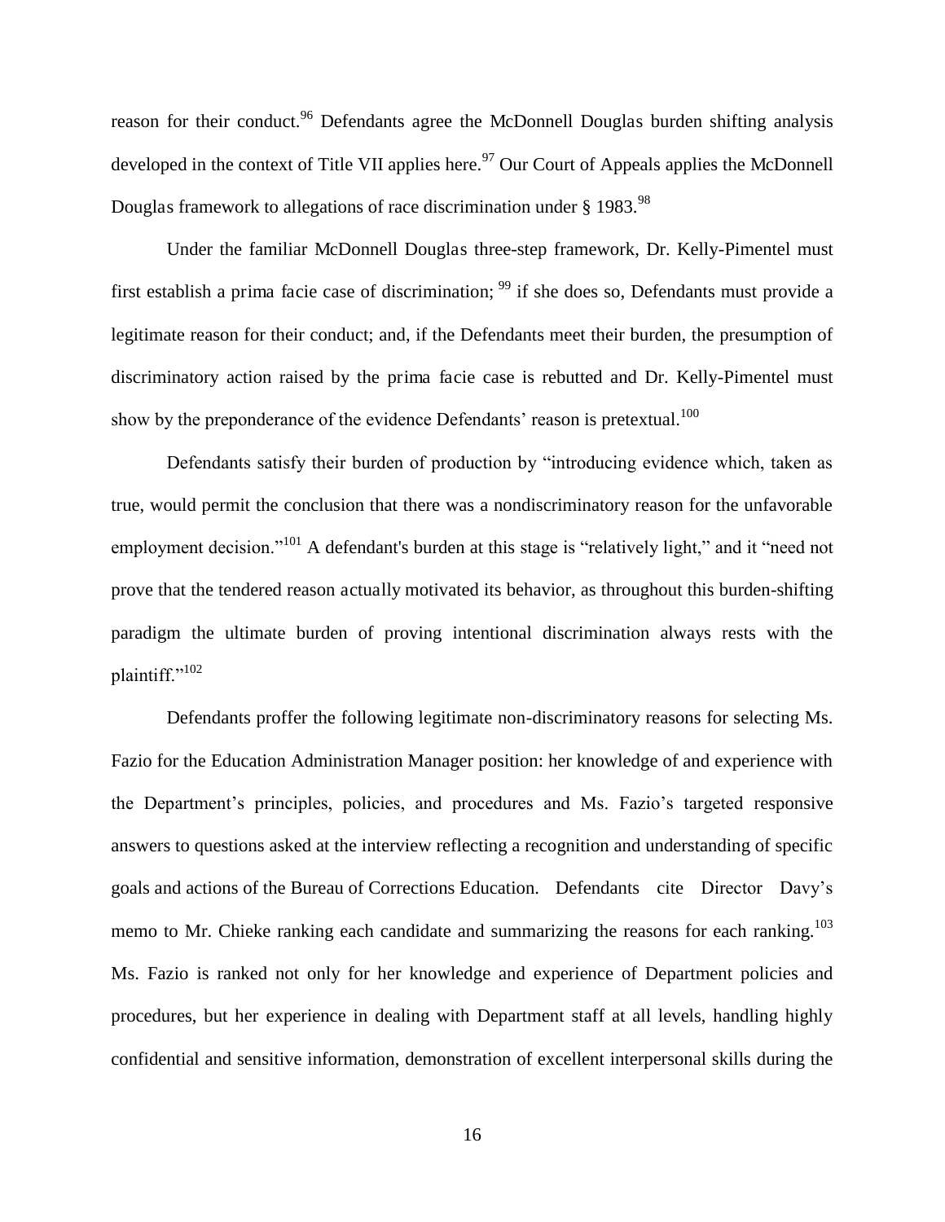reason for their conduct.[96] Defendants agree the McDonnell Douglas burden shifting analysis developed in the context of Title VII applies here.[97] Our Court of Appeals applies the McDonnell Douglas framework to allegations of race discrimination under § 1983.[98]

Under the familiar McDonnell Douglas three-step framework, Dr. Kelly-Pimentel must first establish a prima facie case of discrimination; [99] if she does so, Defendants must provide a legitimate reason for their conduct; and, if the Defendants meet their burden, the presumption of discriminatory action raised by the prima facie case is rebutted and Dr. Kelly-Pimentel must show by the preponderance of the evidence Defendants' reason is pretextual.[100]

Defendants satisfy their burden of production by "introducing evidence which, taken as true, would permit the conclusion that there was a nondiscriminatory reason for the unfavorable employment decision."[101] A defendant's burden at this stage is "relatively light," and it "need not prove that the tendered reason actually motivated its behavior, as throughout this burden-shifting paradigm the ultimate burden of proving intentional discrimination always rests with the plaintiff."[102]

Defendants proffer the following legitimate non-discriminatory reasons for selecting Ms. Fazio for the Education Administration Manager position: her knowledge of and experience with the Department's principles, policies, and procedures and Ms. Fazio's targeted responsive answers to questions asked at the interview reflecting a recognition and understanding of specific goals and actions of the Bureau of Corrections Education. Defendants cite Director Davy's memo to Mr. Chieke ranking each candidate and summarizing the reasons for each ranking.[103] Ms. Fazio is ranked not only for her knowledge and experience of Department policies and procedures, but her experience in dealing with Department staff at all levels, handling highly confidential and sensitive information, demonstration of excellent interpersonal skills during the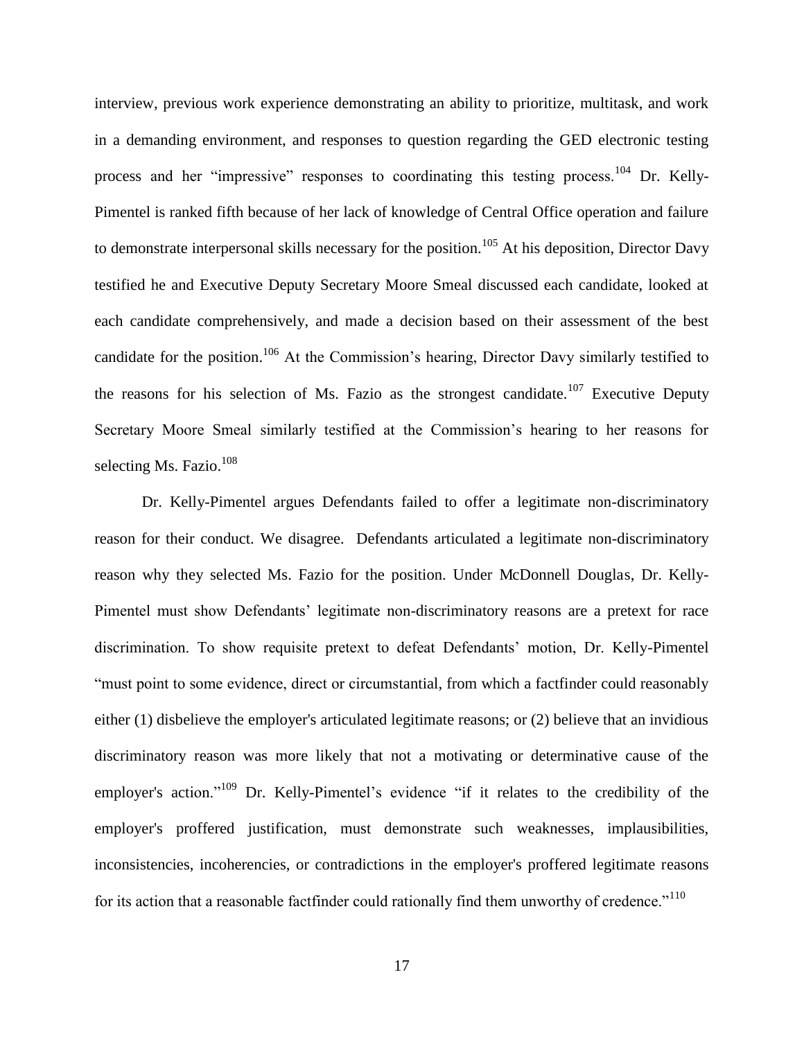interview, previous work experience demonstrating an ability to prioritize, multitask, and work in a demanding environment, and responses to question regarding the GED electronic testing process and her "impressive" responses to coordinating this testing process.[104] Dr. Kelly-Pimentel is ranked fifth because of her lack of knowledge of Central Office operation and failure to demonstrate interpersonal skills necessary for the position.[105] At his deposition, Director Davy testified he and Executive Deputy Secretary Moore Smeal discussed each candidate, looked at each candidate comprehensively, and made a decision based on their assessment of the best candidate for the position.[106] At the Commission's hearing, Director Davy similarly testified to the reasons for his selection of Ms. Fazio as the strongest candidate.[107] Executive Deputy Secretary Moore Smeal similarly testified at the Commission's hearing to her reasons for selecting Ms. Fazio.[108]

Dr. Kelly-Pimentel argues Defendants failed to offer a legitimate non-discriminatory reason for their conduct. We disagree. Defendants articulated a legitimate non-discriminatory reason why they selected Ms. Fazio for the position. Under McDonnell Douglas, Dr. Kelly-Pimentel must show Defendants' legitimate non-discriminatory reasons are a pretext for race discrimination. To show requisite pretext to defeat Defendants' motion, Dr. Kelly-Pimentel "must point to some evidence, direct or circumstantial, from which a factfinder could reasonably either (1) disbelieve the employer's articulated legitimate reasons; or (2) believe that an invidious discriminatory reason was more likely that not a motivating or determinative cause of the employer's action."[109] Dr. Kelly-Pimentel's evidence "if it relates to the credibility of the employer's proffered justification, must demonstrate such weaknesses, implausibilities, inconsistencies, incoherencies, or contradictions in the employer's proffered legitimate reasons for its action that a reasonable factfinder could rationally find them unworthy of credence."[110]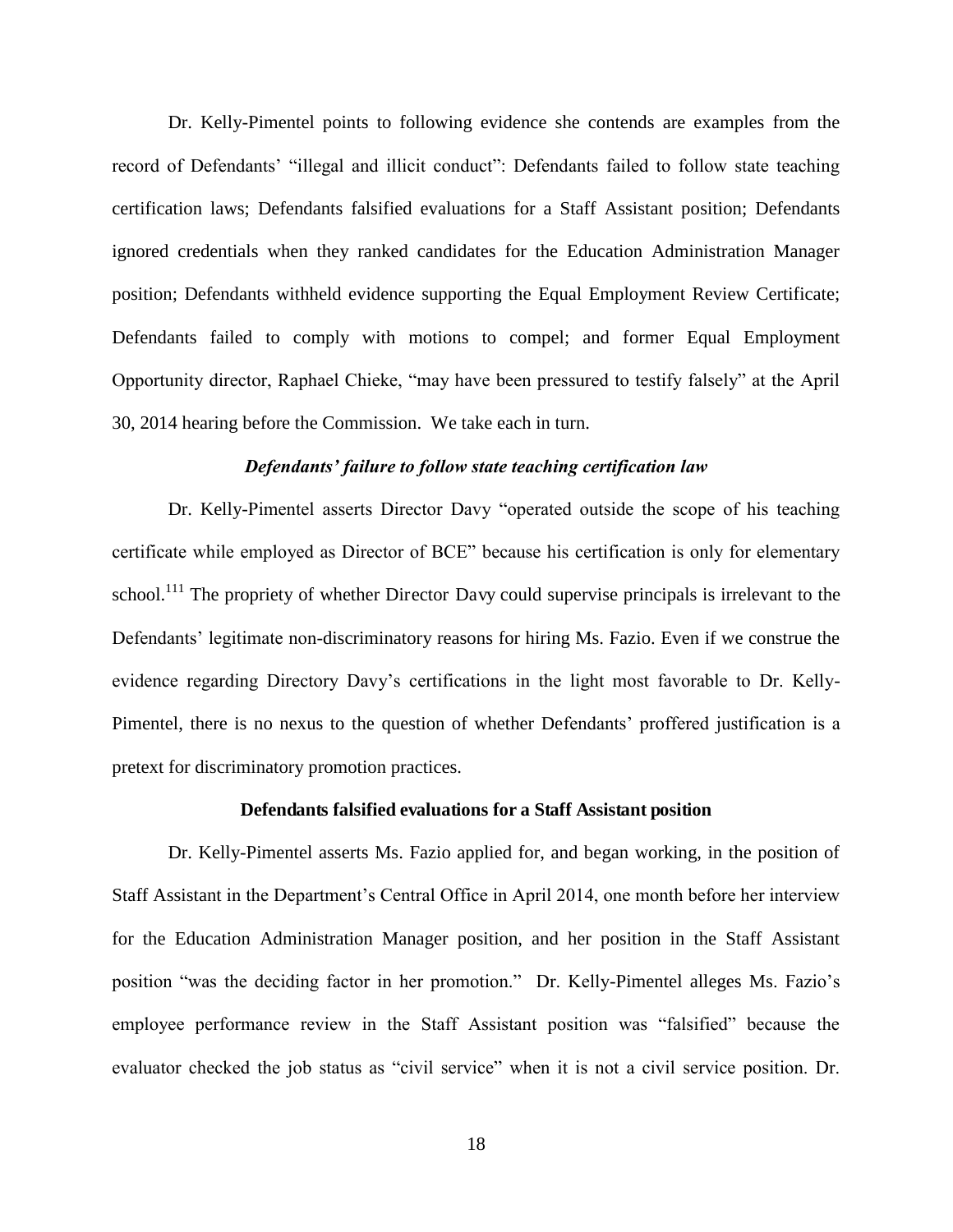Dr. Kelly-Pimentel points to following evidence she contends are examples from the record of Defendants' "illegal and illicit conduct": Defendants failed to follow state teaching certification laws; Defendants falsified evaluations for a Staff Assistant position; Defendants ignored credentials when they ranked candidates for the Education Administration Manager position; Defendants withheld evidence supporting the Equal Employment Review Certificate; Defendants failed to comply with motions to compel; and former Equal Employment Opportunity director, Raphael Chieke, "may have been pressured to testify falsely" at the April 30, 2014 hearing before the Commission. We take each in turn.

### *Defendants' failure to follow state teaching certification law*

Dr. Kelly-Pimentel asserts Director Davy "operated outside the scope of his teaching certificate while employed as Director of BCE" because his certification is only for elementary school.[111] The propriety of whether Director Davy could supervise principals is irrelevant to the Defendants' legitimate non-discriminatory reasons for hiring Ms. Fazio. Even if we construe the evidence regarding Directory Davy's certifications in the light most favorable to Dr. Kelly-Pimentel, there is no nexus to the question of whether Defendants' proffered justification is a pretext for discriminatory promotion practices.

### Defendants falsified evaluations for a Staff Assistant position

Dr. Kelly-Pimentel asserts Ms. Fazio applied for, and began working, in the position of Staff Assistant in the Department's Central Office in April 2014, one month before her interview for the Education Administration Manager position, and her position in the Staff Assistant position "was the deciding factor in her promotion." Dr. Kelly-Pimentel alleges Ms. Fazio's employee performance review in the Staff Assistant position was "falsified" because the evaluator checked the job status as "civil service" when it is not a civil service position. Dr.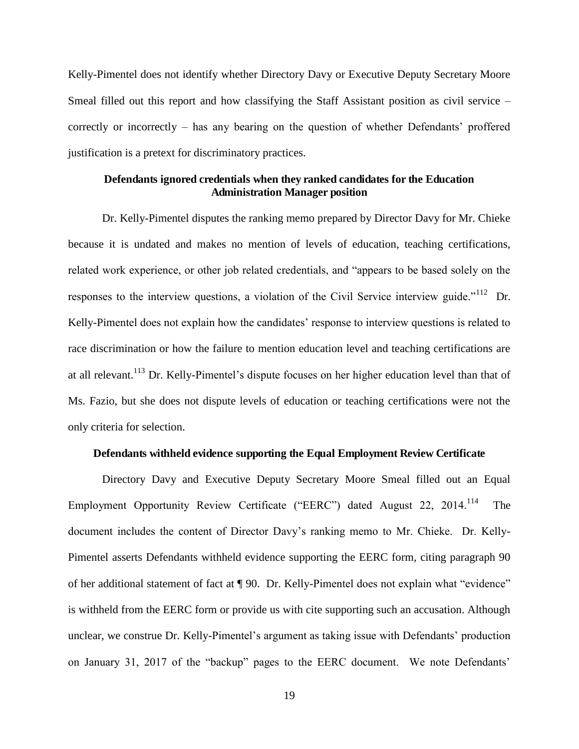Kelly-Pimentel does not identify whether Directory Davy or Executive Deputy Secretary Moore Smeal filled out this report and how classifying the Staff Assistant position as civil service – correctly or incorrectly – has any bearing on the question of whether Defendants' proffered justification is a pretext for discriminatory practices.

**Defendants ignored credentials when they ranked candidates for the Education Administration Manager position**

Dr. Kelly-Pimentel disputes the ranking memo prepared by Director Davy for Mr. Chieke because it is undated and makes no mention of levels of education, teaching certifications, related work experience, or other job related credentials, and "appears to be based solely on the responses to the interview questions, a violation of the Civil Service interview guide."[112] Dr. Kelly-Pimentel does not explain how the candidates' response to interview questions is related to race discrimination or how the failure to mention education level and teaching certifications are at all relevant.[113] Dr. Kelly-Pimentel's dispute focuses on her higher education level than that of Ms. Fazio, but she does not dispute levels of education or teaching certifications were not the only criteria for selection.

**Defendants withheld evidence supporting the Equal Employment Review Certificate**

Directory Davy and Executive Deputy Secretary Moore Smeal filled out an Equal Employment Opportunity Review Certificate ("EERC") dated August 22, 2014.[114] The document includes the content of Director Davy's ranking memo to Mr. Chieke. Dr. Kelly-Pimentel asserts Defendants withheld evidence supporting the EERC form, citing paragraph 90 of her additional statement of fact at ¶ 90. Dr. Kelly-Pimentel does not explain what "evidence" is withheld from the EERC form or provide us with cite supporting such an accusation. Although unclear, we construe Dr. Kelly-Pimentel's argument as taking issue with Defendants' production on January 31, 2017 of the "backup" pages to the EERC document. We note Defendants'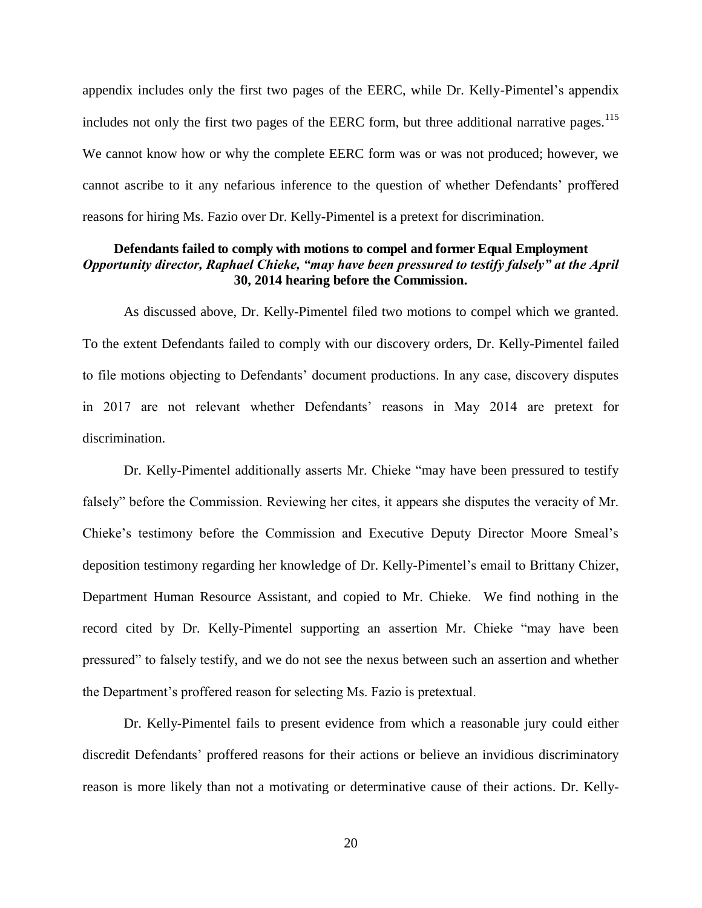appendix includes only the first two pages of the EERC, while Dr. Kelly-Pimentel's appendix includes not only the first two pages of the EERC form, but three additional narrative pages.[115] We cannot know how or why the complete EERC form was or was not produced; however, we cannot ascribe to it any nefarious inference to the question of whether Defendants' proffered reasons for hiring Ms. Fazio over Dr. Kelly-Pimentel is a pretext for discrimination.

**Defendants failed to comply with motions to compel and former Equal Employment *Opportunity director, Raphael Chieke, "may have been pressured to testify falsely"* at the April 30, 2014 hearing before the Commission.**

As discussed above, Dr. Kelly-Pimentel filed two motions to compel which we granted. To the extent Defendants failed to comply with our discovery orders, Dr. Kelly-Pimentel failed to file motions objecting to Defendants' document productions. In any case, discovery disputes in 2017 are not relevant whether Defendants' reasons in May 2014 are pretext for discrimination.

Dr. Kelly-Pimentel additionally asserts Mr. Chieke "may have been pressured to testify falsely" before the Commission. Reviewing her cites, it appears she disputes the veracity of Mr. Chieke's testimony before the Commission and Executive Deputy Director Moore Smeal's deposition testimony regarding her knowledge of Dr. Kelly-Pimentel's email to Brittany Chizer, Department Human Resource Assistant, and copied to Mr. Chieke. We find nothing in the record cited by Dr. Kelly-Pimentel supporting an assertion Mr. Chieke "may have been pressured" to falsely testify, and we do not see the nexus between such an assertion and whether the Department's proffered reason for selecting Ms. Fazio is pretextual.

Dr. Kelly-Pimentel fails to present evidence from which a reasonable jury could either discredit Defendants' proffered reasons for their actions or believe an invidious discriminatory reason is more likely than not a motivating or determinative cause of their actions. Dr. Kelly-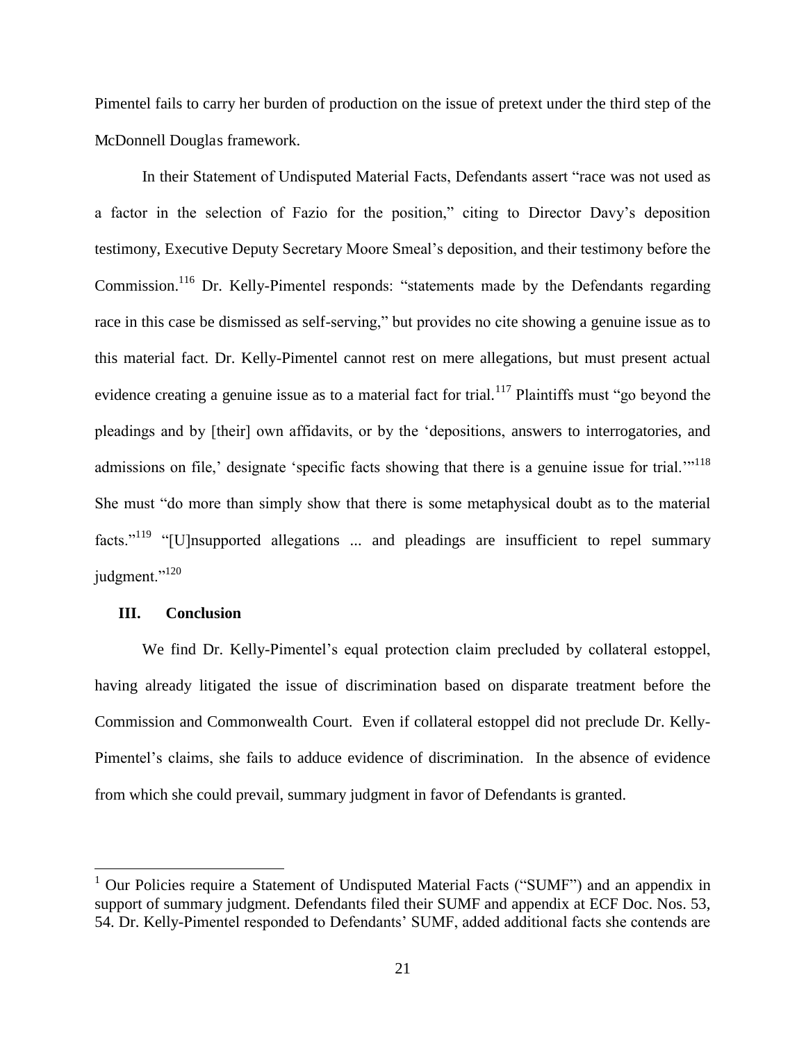Pimentel fails to carry her burden of production on the issue of pretext under the third step of the McDonnell Douglas framework.

In their Statement of Undisputed Material Facts, Defendants assert "race was not used as a factor in the selection of Fazio for the position," citing to Director Davy's deposition testimony, Executive Deputy Secretary Moore Smeal's deposition, and their testimony before the Commission.[116] Dr. Kelly-Pimentel responds: "statements made by the Defendants regarding race in this case be dismissed as self-serving," but provides no cite showing a genuine issue as to this material fact. Dr. Kelly-Pimentel cannot rest on mere allegations, but must present actual evidence creating a genuine issue as to a material fact for trial.[117] Plaintiffs must "go beyond the pleadings and by [their] own affidavits, or by the 'depositions, answers to interrogatories, and admissions on file,' designate 'specific facts showing that there is a genuine issue for trial.'"[118] She must "do more than simply show that there is some metaphysical doubt as to the material facts."[119] "[U]nsupported allegations ... and pleadings are insufficient to repel summary judgment."[120]

## III. Conclusion

We find Dr. Kelly-Pimentel's equal protection claim precluded by collateral estoppel, having already litigated the issue of discrimination based on disparate treatment before the Commission and Commonwealth Court. Even if collateral estoppel did not preclude Dr. Kelly-Pimentel's claims, she fails to adduce evidence of discrimination. In the absence of evidence from which she could prevail, summary judgment in favor of Defendants is granted.

---

[1] Our Policies require a Statement of Undisputed Material Facts ("SUMF") and an appendix in support of summary judgment. Defendants filed their SUMF and appendix at ECF Doc. Nos. 53, 54. Dr. Kelly-Pimentel responded to Defendants' SUMF, added additional facts she contends are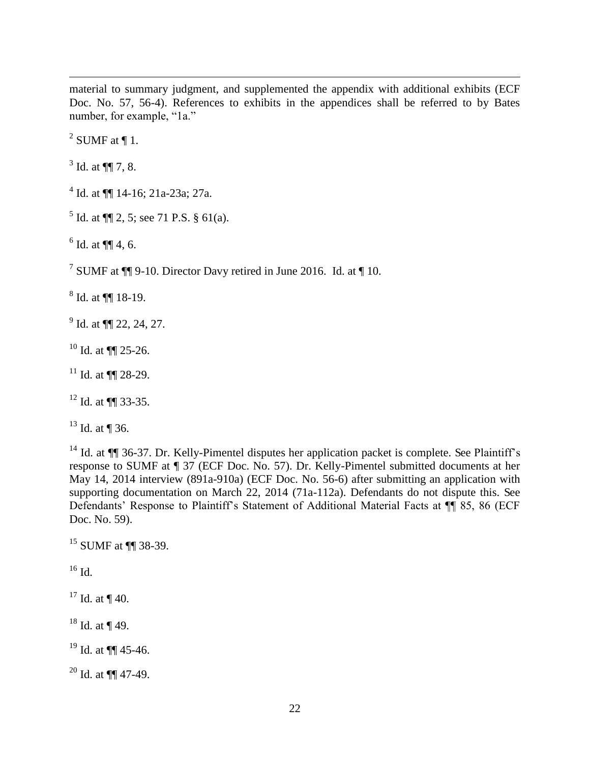material to summary judgment, and supplemented the appendix with additional exhibits (ECF Doc. No. 57, 56-4). References to exhibits in the appendices shall be referred to by Bates number, for example, "1a."

[2] SUMF at ¶ 1.

[3] Id. at ¶¶ 7, 8.

[4] Id. at ¶¶ 14-16; 21a-23a; 27a.

[5] Id. at ¶¶ 2, 5; see 71 P.S. § 61(a).

[6] Id. at ¶¶ 4, 6.

[7] SUMF at ¶¶ 9-10. Director Davy retired in June 2016. Id. at ¶ 10.

[8] Id. at ¶¶ 18-19.

[9] Id. at ¶¶ 22, 24, 27.

[10] Id. at ¶¶ 25-26.

[11] Id. at ¶¶ 28-29.

[12] Id. at ¶¶ 33-35.

[13] Id. at ¶ 36.

[14] Id. at ¶¶ 36-37. Dr. Kelly-Pimentel disputes her application packet is complete. See Plaintiff's response to SUMF at ¶ 37 (ECF Doc. No. 57). Dr. Kelly-Pimentel submitted documents at her May 14, 2014 interview (891a-910a) (ECF Doc. No. 56-6) after submitting an application with supporting documentation on March 22, 2014 (71a-112a). Defendants do not dispute this. See Defendants' Response to Plaintiff's Statement of Additional Material Facts at ¶¶ 85, 86 (ECF Doc. No. 59).

[15] SUMF at ¶¶ 38-39.

[16] Id.

[17] Id. at ¶ 40.

[18] Id. at ¶ 49.

[19] Id. at ¶¶ 45-46.

[20] Id. at ¶¶ 47-49.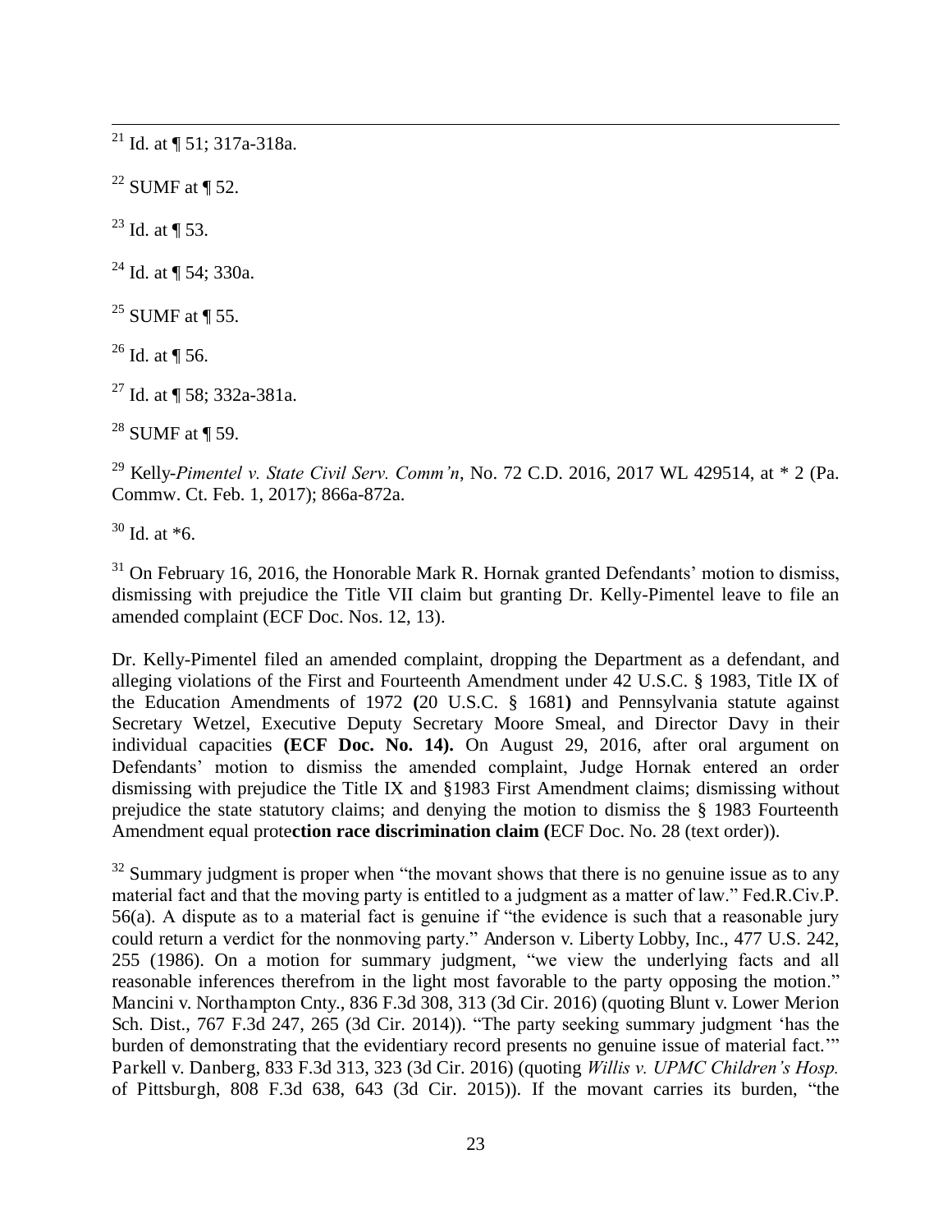[21] Id. at ¶ 51; 317a-318a.

[22] SUMF at ¶ 52.

[23] Id. at ¶ 53.

[24] Id. at ¶ 54; 330a.

[25] SUMF at ¶ 55.

[26] Id. at ¶ 56.

[27] Id. at ¶ 58; 332a-381a.

[28] SUMF at ¶ 59.

[29] Kelly-*Pimentel v. State Civil Serv. Comm'n*, No. 72 C.D. 2016, 2017 WL 429514, at * 2 (Pa. Commw. Ct. Feb. 1, 2017); 866a-872a.

[30] Id. at *6.

[31] On February 16, 2016, the Honorable Mark R. Hornak granted Defendants' motion to dismiss, dismissing with prejudice the Title VII claim but granting Dr. Kelly-Pimentel leave to file an amended complaint (ECF Doc. Nos. 12, 13).

Dr. Kelly-Pimentel filed an amended complaint, dropping the Department as a defendant, and alleging violations of the First and Fourteenth Amendment under 42 U.S.C. § 1983, Title IX of the Education Amendments of 1972 **(**20 U.S.C. § 1681**)** and Pennsylvania statute against Secretary Wetzel, Executive Deputy Secretary Moore Smeal, and Director Davy in their individual capacities **(ECF Doc. No. 14).** On August 29, 2016, after oral argument on Defendants' motion to dismiss the amended complaint, Judge Hornak entered an order dismissing with prejudice the Title IX and §1983 First Amendment claims; dismissing without prejudice the state statutory claims; and denying the motion to dismiss the § 1983 Fourteenth Amendment equal prote**ction race discrimination claim (**ECF Doc. No. 28 (text order)).

[32] Summary judgment is proper when "the movant shows that there is no genuine issue as to any material fact and that the moving party is entitled to a judgment as a matter of law." Fed.R.Civ.P. 56(a). A dispute as to a material fact is genuine if "the evidence is such that a reasonable jury could return a verdict for the nonmoving party." Anderson v. Liberty Lobby, Inc., 477 U.S. 242, 255 (1986). On a motion for summary judgment, "we view the underlying facts and all reasonable inferences therefrom in the light most favorable to the party opposing the motion." Mancini v. Northampton Cnty., 836 F.3d 308, 313 (3d Cir. 2016) (quoting Blunt v. Lower Merion Sch. Dist., 767 F.3d 247, 265 (3d Cir. 2014)). "The party seeking summary judgment 'has the burden of demonstrating that the evidentiary record presents no genuine issue of material fact.'" Parkell v. Danberg, 833 F.3d 313, 323 (3d Cir. 2016) (quoting *Willis v. UPMC Children's Hosp.* of Pittsburgh, 808 F.3d 638, 643 (3d Cir. 2015)). If the movant carries its burden, "the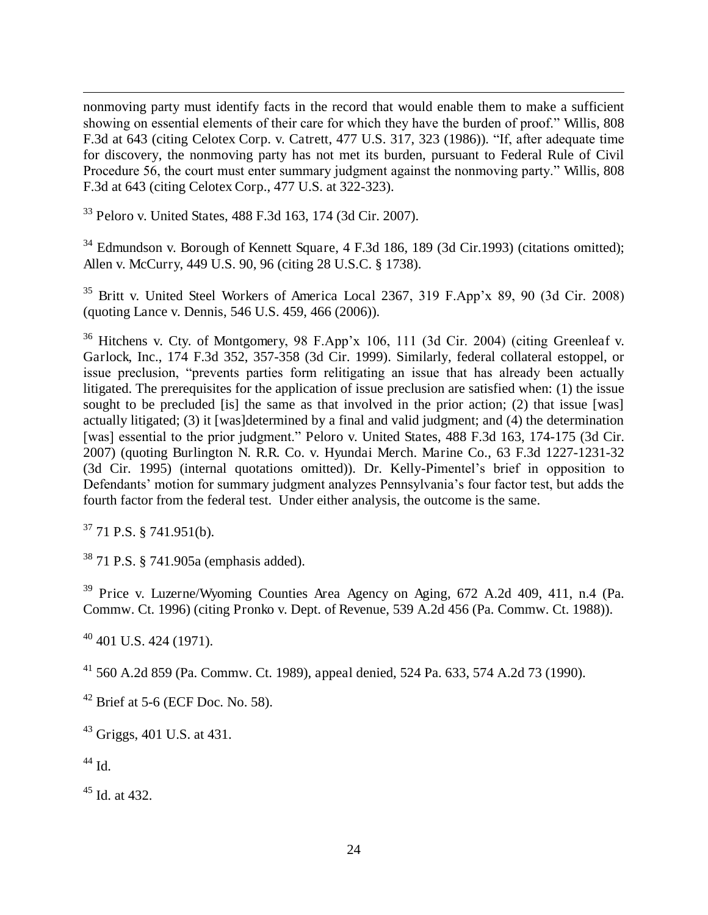nonmoving party must identify facts in the record that would enable them to make a sufficient showing on essential elements of their care for which they have the burden of proof." Willis, 808 F.3d at 643 (citing Celotex Corp. v. Catrett, 477 U.S. 317, 323 (1986)). "If, after adequate time for discovery, the nonmoving party has not met its burden, pursuant to Federal Rule of Civil Procedure 56, the court must enter summary judgment against the nonmoving party." Willis, 808 F.3d at 643 (citing Celotex Corp., 477 U.S. at 322-323).

[33] Peloro v. United States, 488 F.3d 163, 174 (3d Cir. 2007).

[34] Edmundson v. Borough of Kennett Square, 4 F.3d 186, 189 (3d Cir.1993) (citations omitted); Allen v. McCurry, 449 U.S. 90, 96 (citing 28 U.S.C. § 1738).

[35] Britt v. United Steel Workers of America Local 2367, 319 F.App'x 89, 90 (3d Cir. 2008) (quoting Lance v. Dennis, 546 U.S. 459, 466 (2006)).

[36] Hitchens v. Cty. of Montgomery, 98 F.App'x 106, 111 (3d Cir. 2004) (citing Greenleaf v. Garlock, Inc., 174 F.3d 352, 357-358 (3d Cir. 1999). Similarly, federal collateral estoppel, or issue preclusion, "prevents parties form relitigating an issue that has already been actually litigated. The prerequisites for the application of issue preclusion are satisfied when: (1) the issue sought to be precluded [is] the same as that involved in the prior action; (2) that issue [was] actually litigated; (3) it [was]determined by a final and valid judgment; and (4) the determination [was] essential to the prior judgment." Peloro v. United States, 488 F.3d 163, 174-175 (3d Cir. 2007) (quoting Burlington N. R.R. Co. v. Hyundai Merch. Marine Co., 63 F.3d 1227-1231-32 (3d Cir. 1995) (internal quotations omitted)). Dr. Kelly-Pimentel's brief in opposition to Defendants' motion for summary judgment analyzes Pennsylvania's four factor test, but adds the fourth factor from the federal test. Under either analysis, the outcome is the same.

[37] 71 P.S. § 741.951(b).

[38] 71 P.S. § 741.905a (emphasis added).

[39] Price v. Luzerne/Wyoming Counties Area Agency on Aging, 672 A.2d 409, 411, n.4 (Pa. Commw. Ct. 1996) (citing Pronko v. Dept. of Revenue, 539 A.2d 456 (Pa. Commw. Ct. 1988)).

[40] 401 U.S. 424 (1971).

[41] 560 A.2d 859 (Pa. Commw. Ct. 1989), appeal denied, 524 Pa. 633, 574 A.2d 73 (1990).

[42] Brief at 5-6 (ECF Doc. No. 58).

[43] Griggs, 401 U.S. at 431.

[44] Id.

[45] Id. at 432.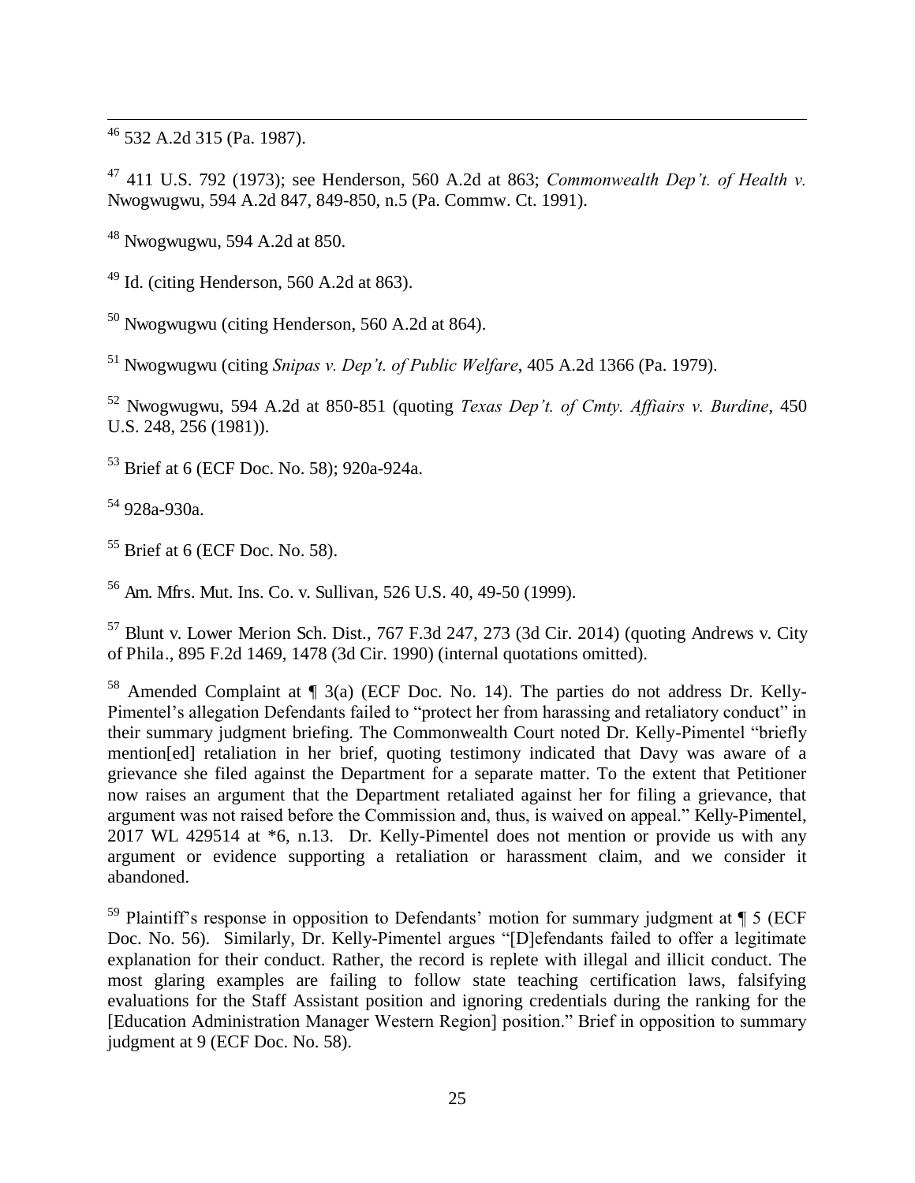[46] 532 A.2d 315 (Pa. 1987).

[47] 411 U.S. 792 (1973); see Henderson, 560 A.2d at 863; *Commonwealth Dep't. of Health v.* Nwogwugwu, 594 A.2d 847, 849-850, n.5 (Pa. Commw. Ct. 1991).

[48] Nwogwugwu, 594 A.2d at 850.

[49] Id. (citing Henderson, 560 A.2d at 863).

[50] Nwogwugwu (citing Henderson, 560 A.2d at 864).

[51] Nwogwugwu (citing *Snipas v. Dep't. of Public Welfare*, 405 A.2d 1366 (Pa. 1979).

[52] Nwogwugwu, 594 A.2d at 850-851 (quoting *Texas Dep't. of Cmty. Affairs v. Burdine*, 450 U.S. 248, 256 (1981)).

[53] Brief at 6 (ECF Doc. No. 58); 920a-924a.

[54] 928a-930a.

[55] Brief at 6 (ECF Doc. No. 58).

[56] Am. Mfrs. Mut. Ins. Co. v. Sullivan, 526 U.S. 40, 49-50 (1999).

[57] Blunt v. Lower Merion Sch. Dist., 767 F.3d 247, 273 (3d Cir. 2014) (quoting Andrews v. City of Phila., 895 F.2d 1469, 1478 (3d Cir. 1990) (internal quotations omitted).

[58] Amended Complaint at ¶ 3(a) (ECF Doc. No. 14). The parties do not address Dr. Kelly-Pimentel's allegation Defendants failed to "protect her from harassing and retaliatory conduct" in their summary judgment briefing. The Commonwealth Court noted Dr. Kelly-Pimentel "briefly mention[ed] retaliation in her brief, quoting testimony indicated that Davy was aware of a grievance she filed against the Department for a separate matter. To the extent that Petitioner now raises an argument that the Department retaliated against her for filing a grievance, that argument was not raised before the Commission and, thus, is waived on appeal." Kelly-Pimentel, 2017 WL 429514 at *6, n.13. Dr. Kelly-Pimentel does not mention or provide us with any argument or evidence supporting a retaliation or harassment claim, and we consider it abandoned.

[59] Plaintiff's response in opposition to Defendants' motion for summary judgment at ¶ 5 (ECF Doc. No. 56). Similarly, Dr. Kelly-Pimentel argues "[D]efendants failed to offer a legitimate explanation for their conduct. Rather, the record is replete with illegal and illicit conduct. The most glaring examples are failing to follow state teaching certification laws, falsifying evaluations for the Staff Assistant position and ignoring credentials during the ranking for the [Education Administration Manager Western Region] position." Brief in opposition to summary judgment at 9 (ECF Doc. No. 58).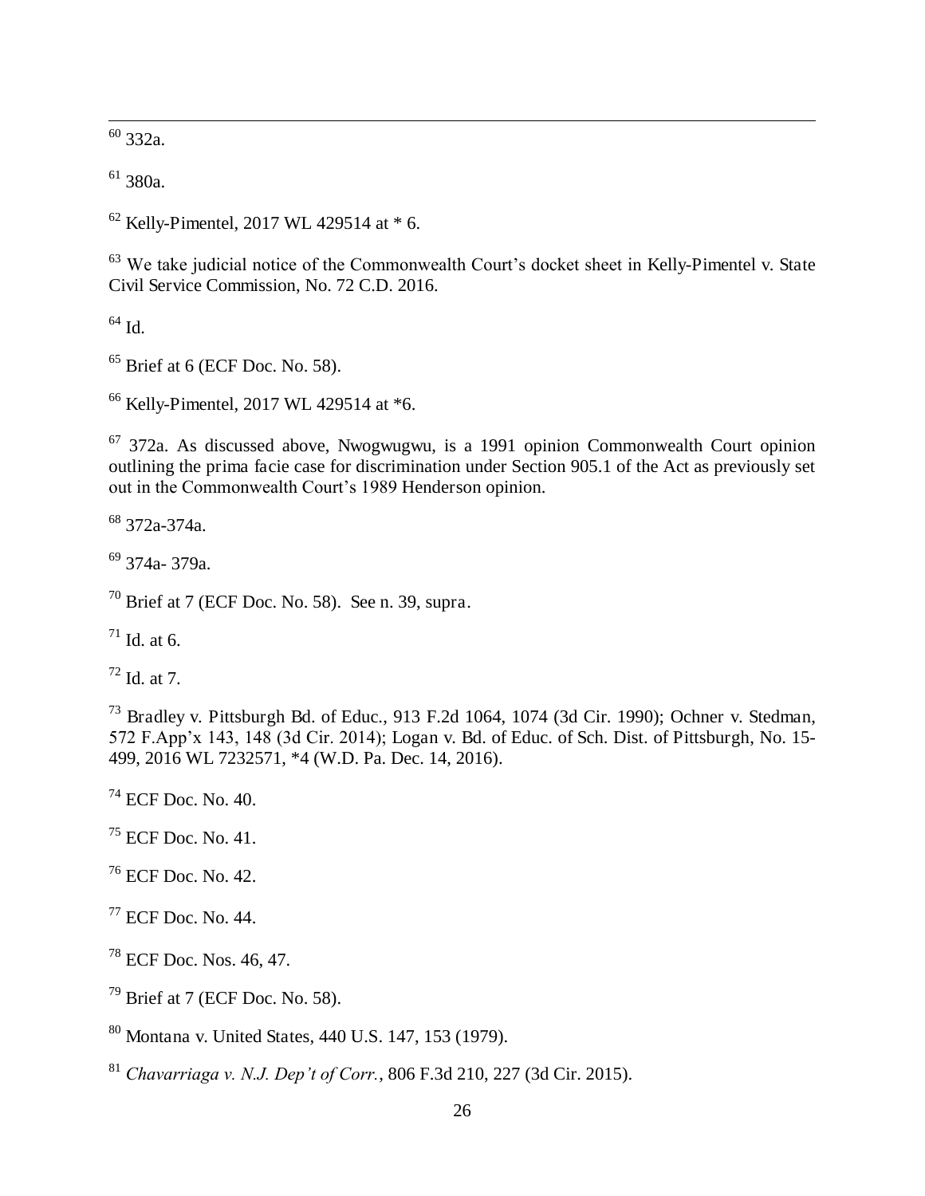[60] 332a.

[61] 380a.

[62] Kelly-Pimentel, 2017 WL 429514 at * 6.

[63] We take judicial notice of the Commonwealth Court's docket sheet in Kelly-Pimentel v. State Civil Service Commission, No. 72 C.D. 2016.

[64] Id.

[65] Brief at 6 (ECF Doc. No. 58).

[66] Kelly-Pimentel, 2017 WL 429514 at *6.

[67] 372a. As discussed above, Nwogwugwu, is a 1991 opinion Commonwealth Court opinion outlining the prima facie case for discrimination under Section 905.1 of the Act as previously set out in the Commonwealth Court's 1989 Henderson opinion.

[68] 372a-374a.

[69] 374a- 379a.

[70] Brief at 7 (ECF Doc. No. 58). See n. 39, supra.

[71] Id. at 6.

[72] Id. at 7.

[73] Bradley v. Pittsburgh Bd. of Educ., 913 F.2d 1064, 1074 (3d Cir. 1990); Ochner v. Stedman, 572 F.App'x 143, 148 (3d Cir. 2014); Logan v. Bd. of Educ. of Sch. Dist. of Pittsburgh, No. 15-499, 2016 WL 7232571, *4 (W.D. Pa. Dec. 14, 2016).

[74] ECF Doc. No. 40.

[75] ECF Doc. No. 41.

[76] ECF Doc. No. 42.

[77] ECF Doc. No. 44.

[78] ECF Doc. Nos. 46, 47.

[79] Brief at 7 (ECF Doc. No. 58).

[80] Montana v. United States, 440 U.S. 147, 153 (1979).

[81] *Chavarriaga v. N.J. Dep't of Corr.*, 806 F.3d 210, 227 (3d Cir. 2015).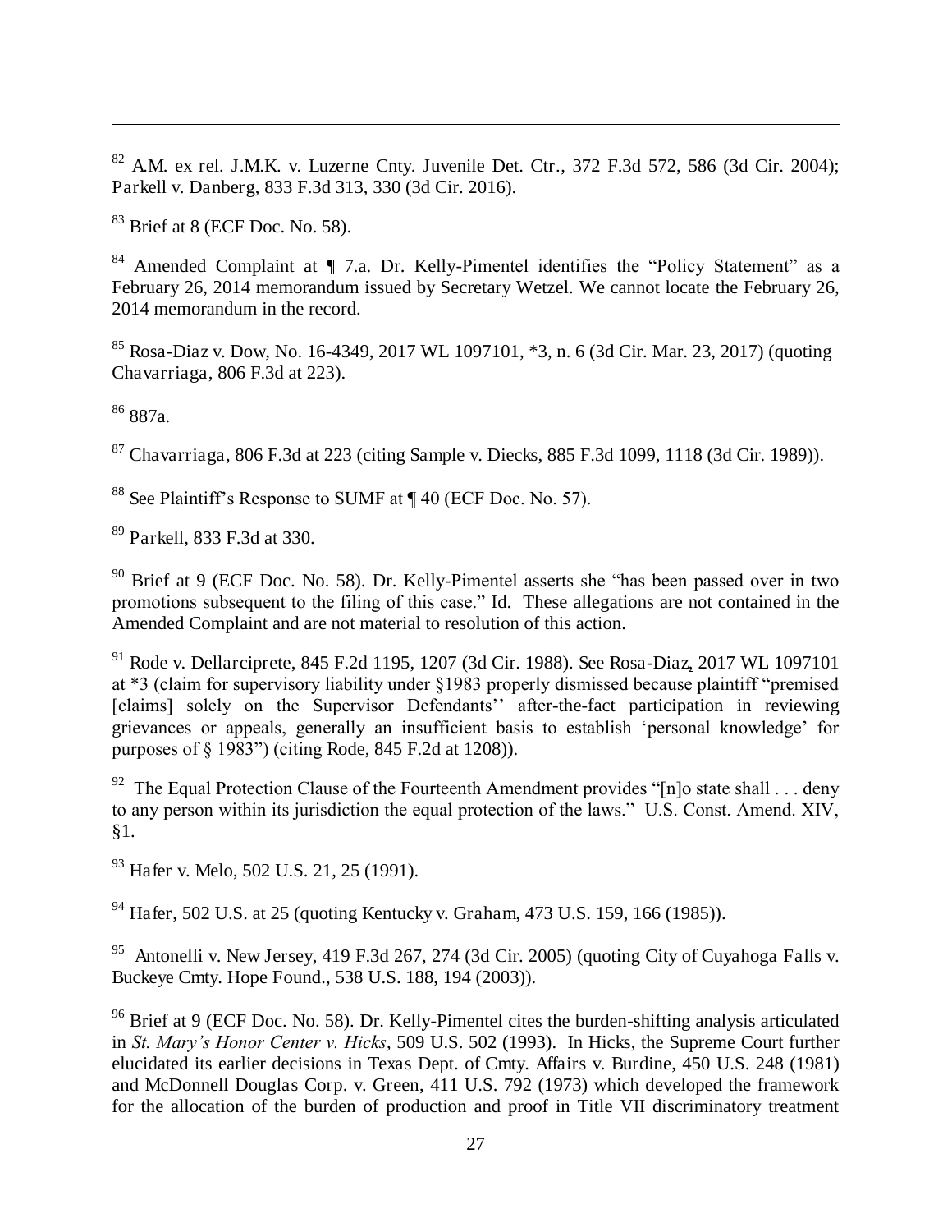[82] A.M. ex rel. J.M.K. v. Luzerne Cnty. Juvenile Det. Ctr., 372 F.3d 572, 586 (3d Cir. 2004); Parkell v. Danberg, 833 F.3d 313, 330 (3d Cir. 2016).

[83] Brief at 8 (ECF Doc. No. 58).

[84] Amended Complaint at ¶ 7.a. Dr. Kelly-Pimentel identifies the "Policy Statement" as a February 26, 2014 memorandum issued by Secretary Wetzel. We cannot locate the February 26, 2014 memorandum in the record.

[85] Rosa-Diaz v. Dow, No. 16-4349, 2017 WL 1097101, *3, n. 6 (3d Cir. Mar. 23, 2017) (quoting Chavarriaga, 806 F.3d at 223).

[86] 887a.

[87] Chavarriaga, 806 F.3d at 223 (citing Sample v. Diecks, 885 F.3d 1099, 1118 (3d Cir. 1989)).

[88] See Plaintiff's Response to SUMF at ¶ 40 (ECF Doc. No. 57).

[89] Parkell, 833 F.3d at 330.

[90] Brief at 9 (ECF Doc. No. 58). Dr. Kelly-Pimentel asserts she "has been passed over in two promotions subsequent to the filing of this case." Id. These allegations are not contained in the Amended Complaint and are not material to resolution of this action.

[91] Rode v. Dellarciprete, 845 F.2d 1195, 1207 (3d Cir. 1988). See Rosa-Diaz, 2017 WL 1097101 at *3 (claim for supervisory liability under §1983 properly dismissed because plaintiff "premised [claims] solely on the Supervisor Defendants'' after-the-fact participation in reviewing grievances or appeals, generally an insufficient basis to establish 'personal knowledge' for purposes of § 1983") (citing Rode, 845 F.2d at 1208)).

[92] The Equal Protection Clause of the Fourteenth Amendment provides "[n]o state shall . . . deny to any person within its jurisdiction the equal protection of the laws." U.S. Const. Amend. XIV, §1.

[93] Hafer v. Melo, 502 U.S. 21, 25 (1991).

[94] Hafer, 502 U.S. at 25 (quoting Kentucky v. Graham, 473 U.S. 159, 166 (1985)).

[95] Antonelli v. New Jersey, 419 F.3d 267, 274 (3d Cir. 2005) (quoting City of Cuyahoga Falls v. Buckeye Cmty. Hope Found., 538 U.S. 188, 194 (2003)).

[96] Brief at 9 (ECF Doc. No. 58). Dr. Kelly-Pimentel cites the burden-shifting analysis articulated in *St. Mary's Honor Center v. Hicks*, 509 U.S. 502 (1993). In Hicks, the Supreme Court further elucidated its earlier decisions in Texas Dept. of Cmty. Affairs v. Burdine, 450 U.S. 248 (1981) and McDonnell Douglas Corp. v. Green, 411 U.S. 792 (1973) which developed the framework for the allocation of the burden of production and proof in Title VII discriminatory treatment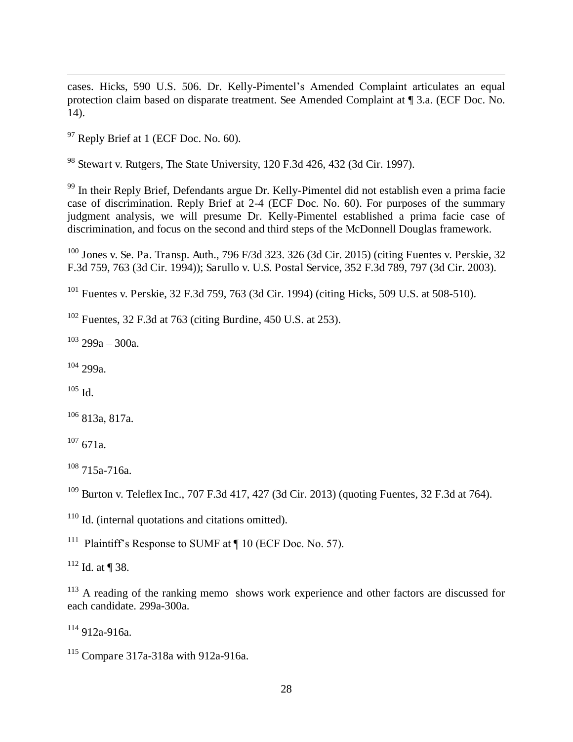cases. Hicks, 590 U.S. 506. Dr. Kelly-Pimentel's Amended Complaint articulates an equal protection claim based on disparate treatment. See Amended Complaint at ¶ 3.a. (ECF Doc. No. 14).

[97] Reply Brief at 1 (ECF Doc. No. 60).

[98] Stewart v. Rutgers, The State University, 120 F.3d 426, 432 (3d Cir. 1997).

[99] In their Reply Brief, Defendants argue Dr. Kelly-Pimentel did not establish even a prima facie case of discrimination. Reply Brief at 2-4 (ECF Doc. No. 60). For purposes of the summary judgment analysis, we will presume Dr. Kelly-Pimentel established a prima facie case of discrimination, and focus on the second and third steps of the McDonnell Douglas framework.

[100] Jones v. Se. Pa. Transp. Auth., 796 F/3d 323. 326 (3d Cir. 2015) (citing Fuentes v. Perskie, 32 F.3d 759, 763 (3d Cir. 1994)); Sarullo v. U.S. Postal Service, 352 F.3d 789, 797 (3d Cir. 2003).

[101] Fuentes v. Perskie, 32 F.3d 759, 763 (3d Cir. 1994) (citing Hicks, 509 U.S. at 508-510).

[102] Fuentes, 32 F.3d at 763 (citing Burdine, 450 U.S. at 253).

[103] 299a – 300a.

[104] 299a.

[105] Id.

[106] 813a, 817a.

[107] 671a.

[108] 715a-716a.

[109] Burton v. Teleflex Inc., 707 F.3d 417, 427 (3d Cir. 2013) (quoting Fuentes, 32 F.3d at 764).

[110] Id. (internal quotations and citations omitted).

[111] Plaintiff's Response to SUMF at ¶ 10 (ECF Doc. No. 57).

[112] Id. at ¶ 38.

[113] A reading of the ranking memo shows work experience and other factors are discussed for each candidate. 299a-300a.

[114] 912a-916a.

[115] Compare 317a-318a with 912a-916a.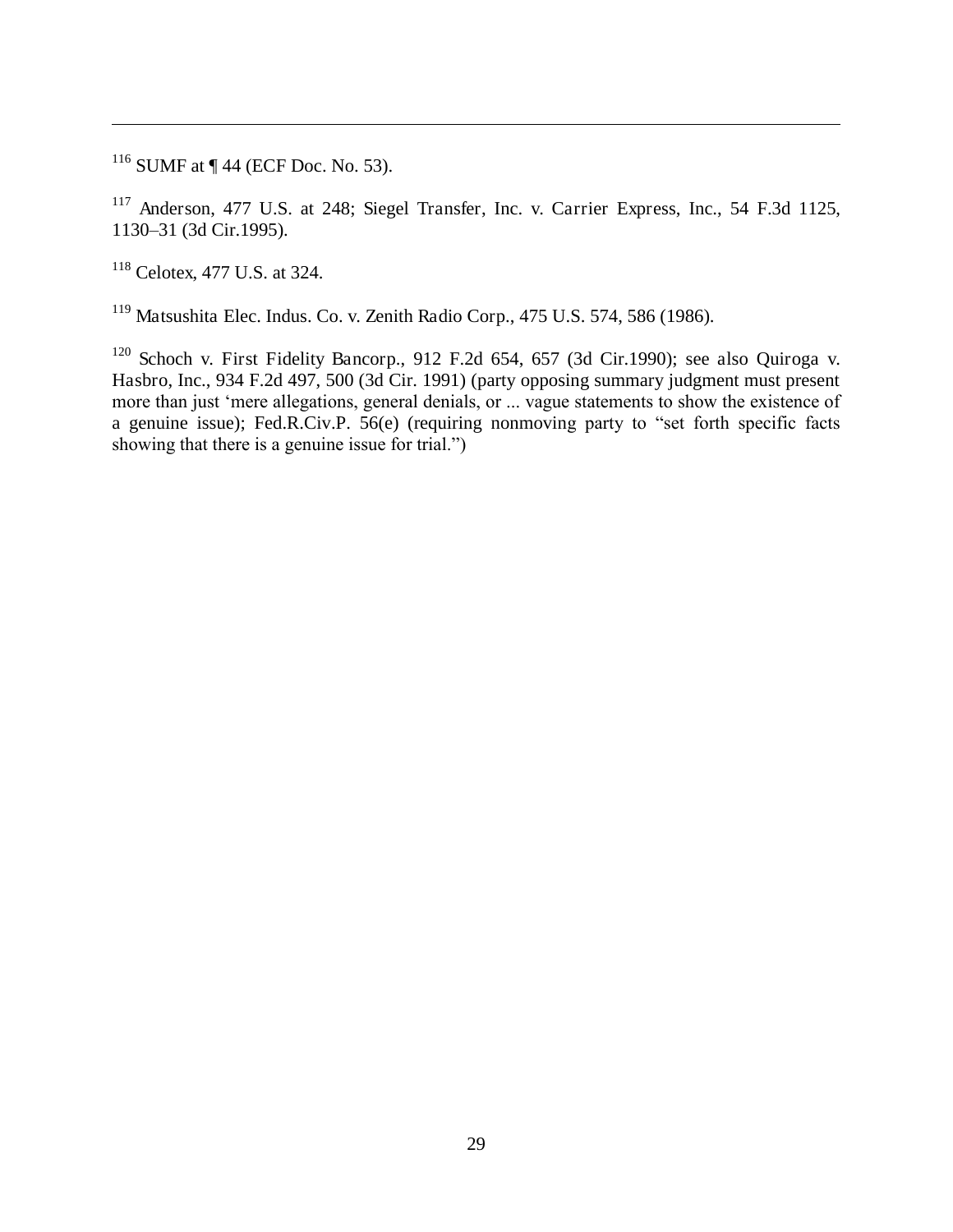[116] SUMF at ¶ 44 (ECF Doc. No. 53).

[117] Anderson, 477 U.S. at 248; Siegel Transfer, Inc. v. Carrier Express, Inc., 54 F.3d 1125, 1130–31 (3d Cir.1995).

[118] Celotex, 477 U.S. at 324.

[119] Matsushita Elec. Indus. Co. v. Zenith Radio Corp., 475 U.S. 574, 586 (1986).

[120] Schoch v. First Fidelity Bancorp., 912 F.2d 654, 657 (3d Cir.1990); see also Quiroga v. Hasbro, Inc., 934 F.2d 497, 500 (3d Cir. 1991) (party opposing summary judgment must present more than just 'mere allegations, general denials, or ... vague statements to show the existence of a genuine issue); Fed.R.Civ.P. 56(e) (requiring nonmoving party to "set forth specific facts showing that there is a genuine issue for trial.")